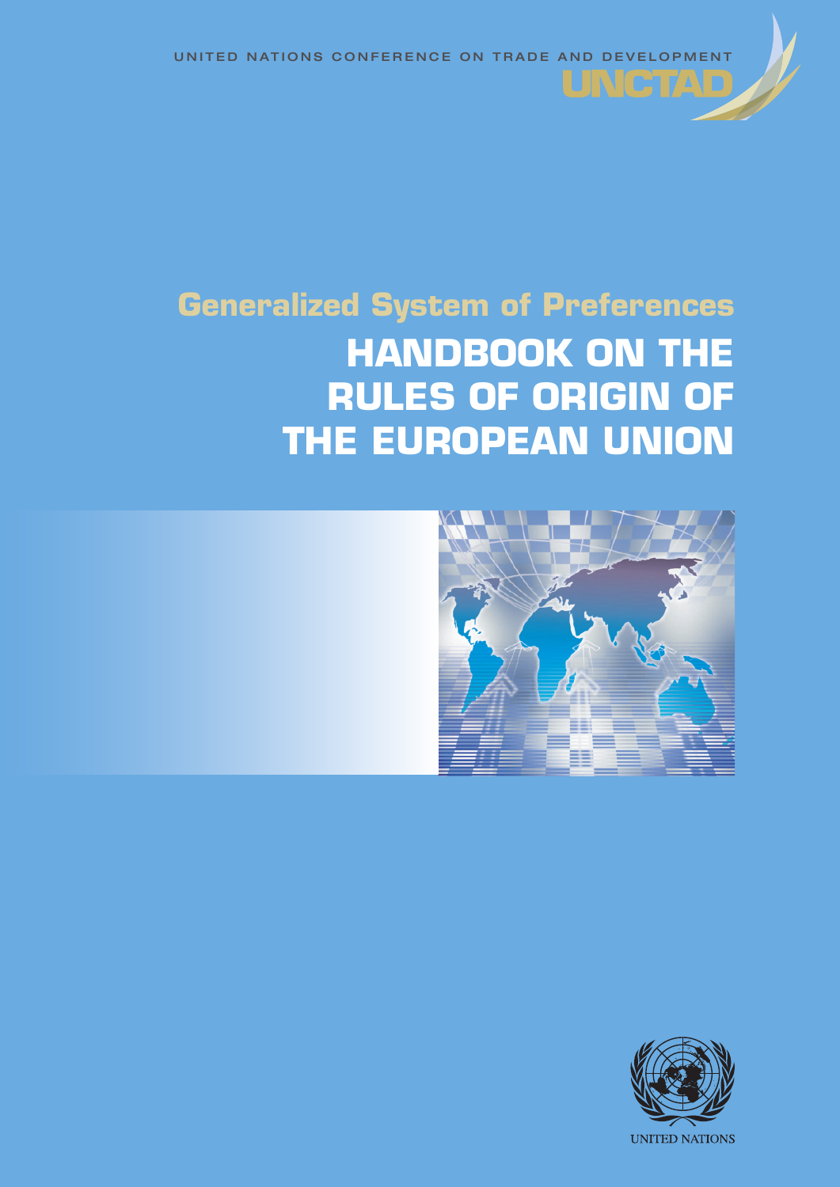UNITED NATIONS CONFERENCE ON TRADE AND DEVELOPMENT

UNCTAD

## Generalized System of Preferences

# HANDBOOK ON THE RULES OF ORIGIN OF THE EUROPEAN UNION

UNITED NATIONS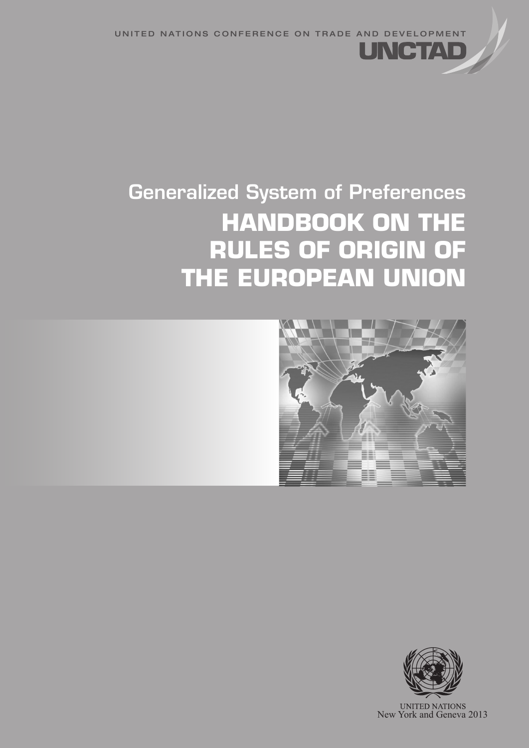UNITED NATIONS CONFERENCE ON TRADE AND DEVELOPMENT

UNCTAD

Generalized System of Preferences

# HANDBOOK ON THE RULES OF ORIGIN OF THE EUROPEAN UNION

UNITED NATIONS
New York and Geneva 2013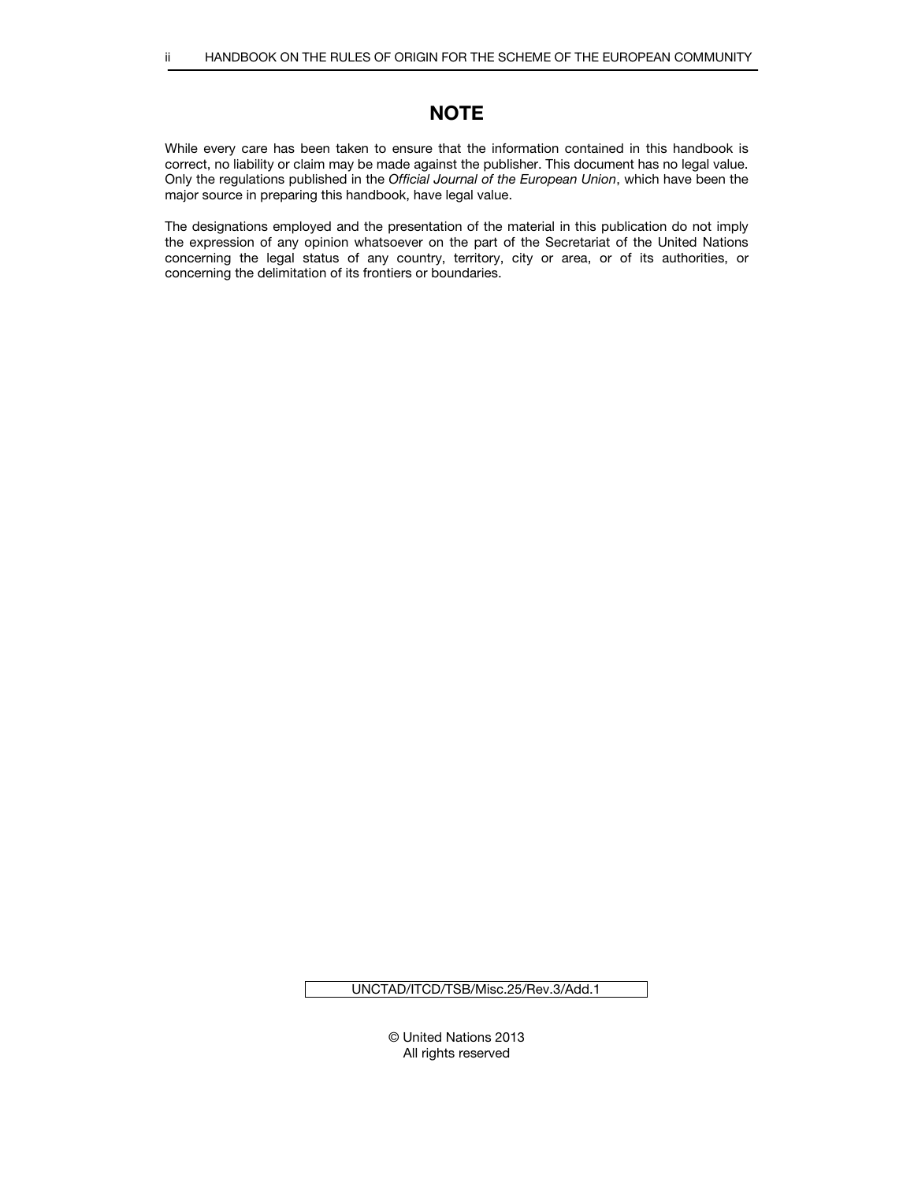## NOTE

While every care has been taken to ensure that the information contained in this handbook is correct, no liability or claim may be made against the publisher. This document has no legal value. Only the regulations published in the *Official Journal of the European Union*, which have been the major source in preparing this handbook, have legal value.

The designations employed and the presentation of the material in this publication do not imply the expression of any opinion whatsoever on the part of the Secretariat of the United Nations concerning the legal status of any country, territory, city or area, or of its authorities, or concerning the delimitation of its frontiers or boundaries.

UNCTAD/ITCD/TSB/Misc.25/Rev.3/Add.1

© United Nations 2013
All rights reserved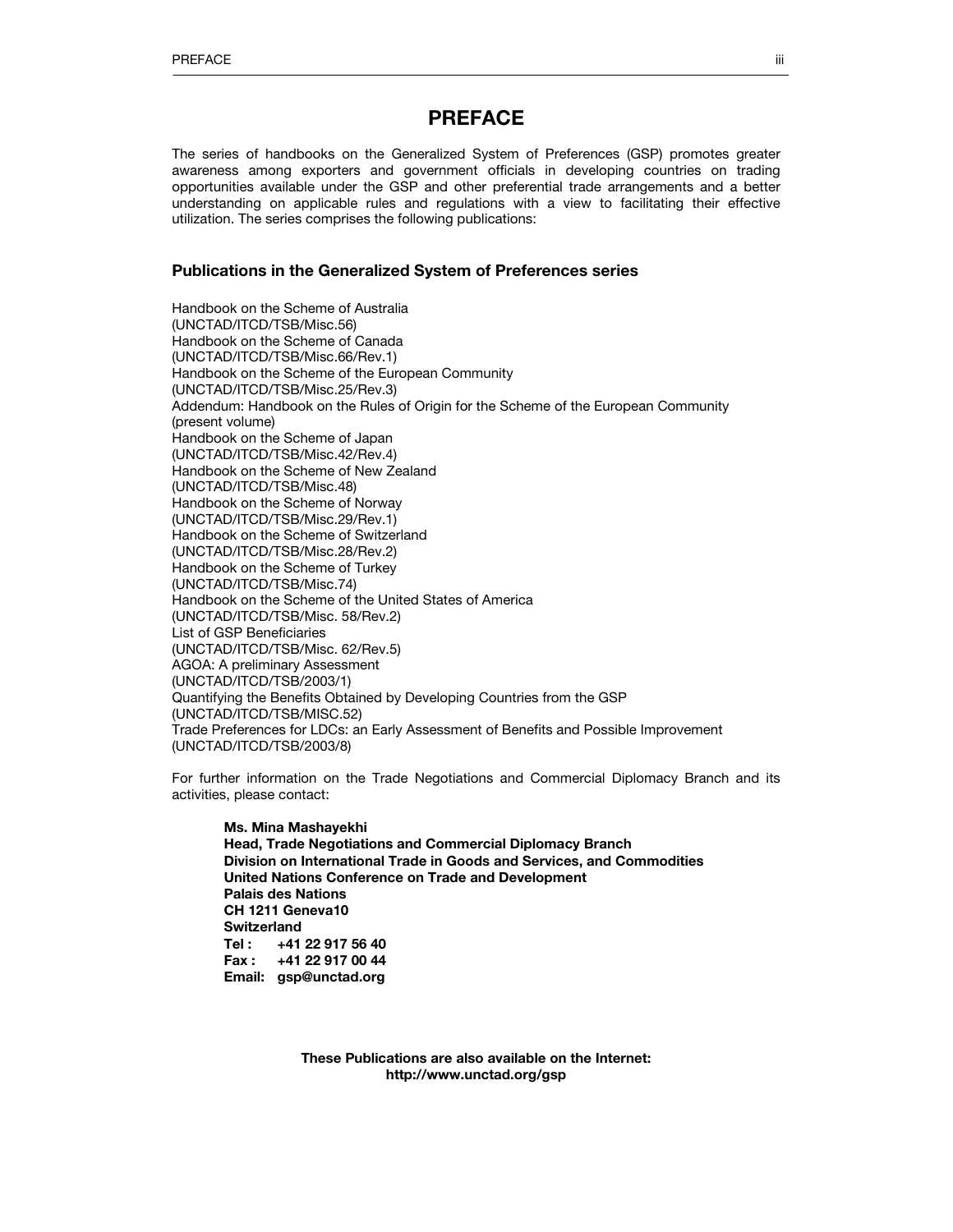# PREFACE

The series of handbooks on the Generalized System of Preferences (GSP) promotes greater awareness among exporters and government officials in developing countries on trading opportunities available under the GSP and other preferential trade arrangements and a better understanding on applicable rules and regulations with a view to facilitating their effective utilization. The series comprises the following publications:

### Publications in the Generalized System of Preferences series

Handbook on the Scheme of Australia
(UNCTAD/ITCD/TSB/Misc.56)
Handbook on the Scheme of Canada
(UNCTAD/ITCD/TSB/Misc.66/Rev.1)
Handbook on the Scheme of the European Community
(UNCTAD/ITCD/TSB/Misc.25/Rev.3)
Addendum: Handbook on the Rules of Origin for the Scheme of the European Community
(present volume)
Handbook on the Scheme of Japan
(UNCTAD/ITCD/TSB/Misc.42/Rev.4)
Handbook on the Scheme of New Zealand
(UNCTAD/ITCD/TSB/Misc.48)
Handbook on the Scheme of Norway
(UNCTAD/ITCD/TSB/Misc.29/Rev.1)
Handbook on the Scheme of Switzerland
(UNCTAD/ITCD/TSB/Misc.28/Rev.2)
Handbook on the Scheme of Turkey
(UNCTAD/ITCD/TSB/Misc.74)
Handbook on the Scheme of the United States of America
(UNCTAD/ITCD/TSB/Misc. 58/Rev.2)
List of GSP Beneficiaries
(UNCTAD/ITCD/TSB/Misc. 62/Rev.5)
AGOA: A preliminary Assessment
(UNCTAD/ITCD/TSB/2003/1)
Quantifying the Benefits Obtained by Developing Countries from the GSP
(UNCTAD/ITCD/TSB/MISC.52)
Trade Preferences for LDCs: an Early Assessment of Benefits and Possible Improvement
(UNCTAD/ITCD/TSB/2003/8)

For further information on the Trade Negotiations and Commercial Diplomacy Branch and its activities, please contact:

**Ms. Mina Mashayekhi**
**Head, Trade Negotiations and Commercial Diplomacy Branch**
**Division on International Trade in Goods and Services, and Commodities**
**United Nations Conference on Trade and Development**
**Palais des Nations**
**CH 1211 Geneva10**
**Switzerland**
**Tel : +41 22 917 56 40**
**Fax : +41 22 917 00 44**
**Email: gsp@unctad.org**

**These Publications are also available on the Internet:**
**http://www.unctad.org/gsp**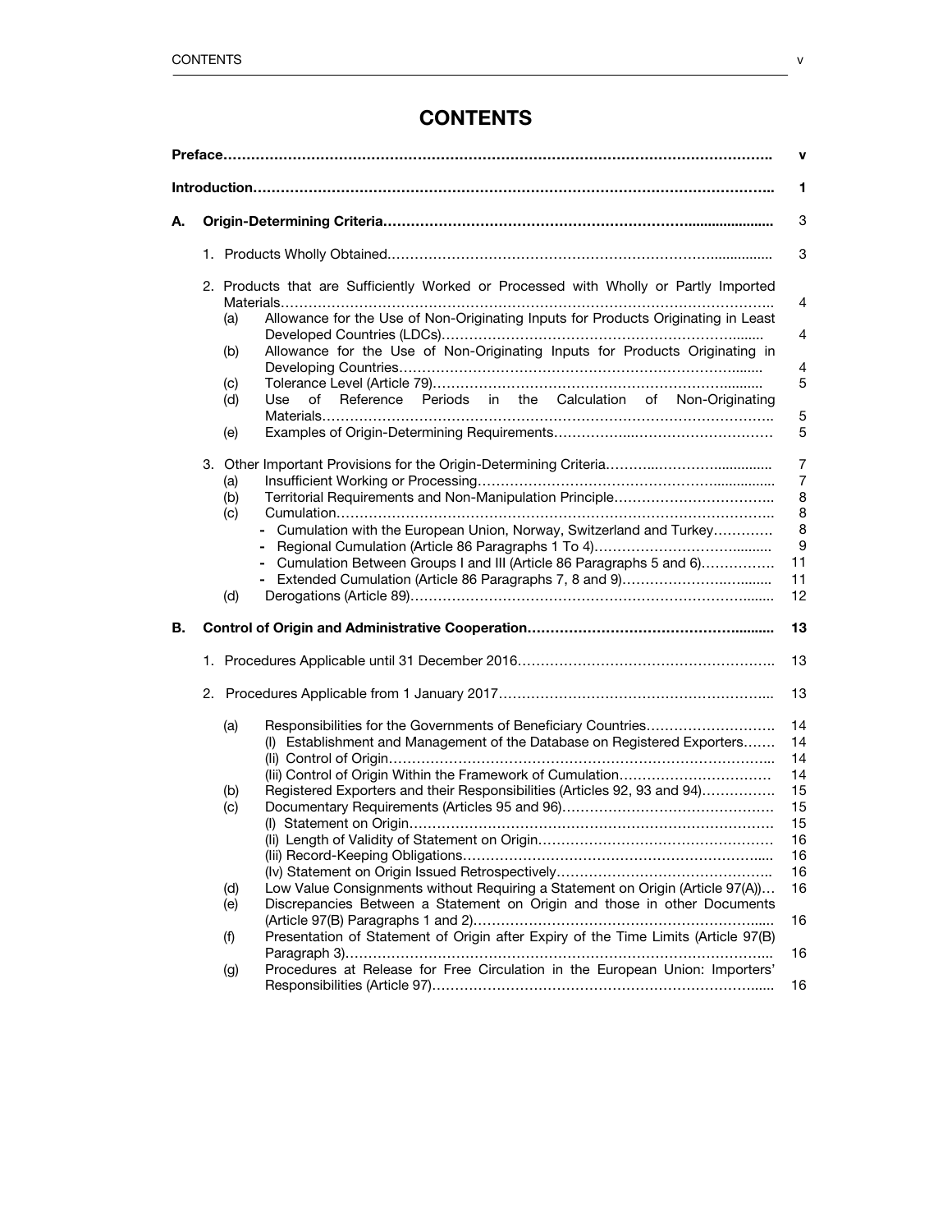# CONTENTS

| | | |
|---|---|---|
| **Preface** | | **v** |
| **Introduction** | | **1** |
| **A.** | **Origin-Determining Criteria** | 3 |
| | 1. Products Wholly Obtained | 3 |
| | 2. Products that are Sufficiently Worked or Processed with Wholly or Partly Imported Materials | 4 |
| | (a) Allowance for the Use of Non-Originating Inputs for Products Originating in Least Developed Countries (LDCs) | 4 |
| | (b) Allowance for the Use of Non-Originating Inputs for Products Originating in Developing Countries | 4 |
| | (c) Tolerance Level (Article 79) | 5 |
| | (d) Use of Reference Periods in the Calculation of Non-Originating Materials | 5 |
| | (e) Examples of Origin-Determining Requirements | 5 |
| | 3. Other Important Provisions for the Origin-Determining Criteria | 7 |
| | (a) Insufficient Working or Processing | 7 |
| | (b) Territorial Requirements and Non-Manipulation Principle | 8 |
| | (c) Cumulation | 8 |
| | - Cumulation with the European Union, Norway, Switzerland and Turkey | 8 |
| | - Regional Cumulation (Article 86 Paragraphs 1 To 4) | 9 |
| | - Cumulation Between Groups I and III (Article 86 Paragraphs 5 and 6) | 11 |
| | - Extended Cumulation (Article 86 Paragraphs 7, 8 and 9) | 11 |
| | (d) Derogations (Article 89) | 12 |
| **B.** | **Control of Origin and Administrative Cooperation** | **13** |
| | 1. Procedures Applicable until 31 December 2016 | 13 |
| | 2. Procedures Applicable from 1 January 2017 | 13 |
| | (a) Responsibilities for the Governments of Beneficiary Countries | 14 |
| | (I) Establishment and Management of the Database on Registered Exporters | 14 |
| | (Ii) Control of Origin | 14 |
| | (Iii) Control of Origin Within the Framework of Cumulation | 14 |
| | (b) Registered Exporters and their Responsibilities (Articles 92, 93 and 94) | 15 |
| | (c) Documentary Requirements (Articles 95 and 96) | 15 |
| | (I) Statement on Origin | 15 |
| | (Ii) Length of Validity of Statement on Origin | 16 |
| | (Iii) Record-Keeping Obligations | 16 |
| | (Iv) Statement on Origin Issued Retrospectively | 16 |
| | (d) Low Value Consignments without Requiring a Statement on Origin (Article 97(A)) | 16 |
| | (e) Discrepancies Between a Statement on Origin and those in other Documents (Article 97(B) Paragraphs 1 and 2) | 16 |
| | (f) Presentation of Statement of Origin after Expiry of the Time Limits (Article 97(B) Paragraph 3) | 16 |
| | (g) Procedures at Release for Free Circulation in the European Union: Importers' Responsibilities (Article 97) | 16 |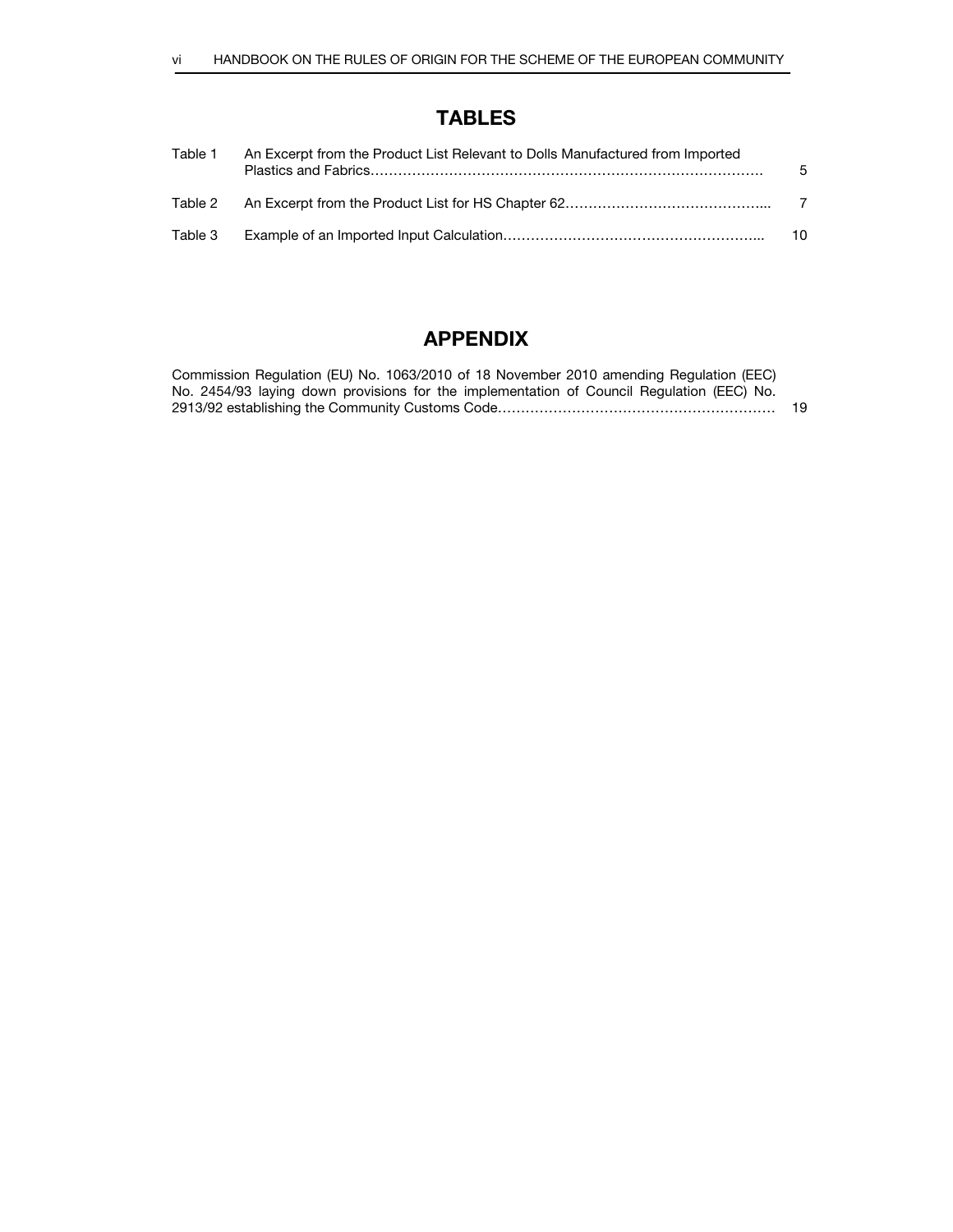# TABLES

| | | |
|---|---|---|
| Table 1 | An Excerpt from the Product List Relevant to Dolls Manufactured from Imported Plastics and Fabrics……………………………………………………………………………… | 5 |
| Table 2 | An Excerpt from the Product List for HS Chapter 62……………………………………... | 7 |
| Table 3 | Example of an Imported Input Calculation………………………………………………... | 10 |

# APPENDIX

Commission Regulation (EU) No. 1063/2010 of 18 November 2010 amending Regulation (EEC) No. 2454/93 laying down provisions for the implementation of Council Regulation (EEC) No. 2913/92 establishing the Community Customs Code…………………………………………………… 19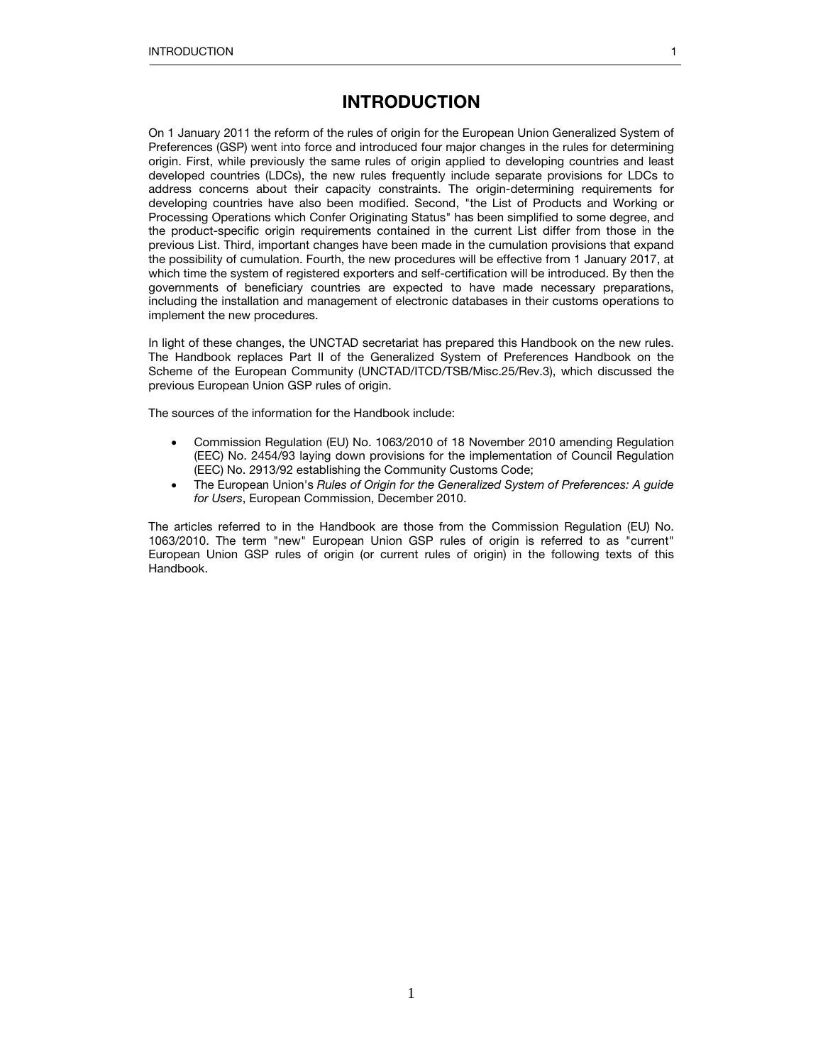# INTRODUCTION

On 1 January 2011 the reform of the rules of origin for the European Union Generalized System of Preferences (GSP) went into force and introduced four major changes in the rules for determining origin. First, while previously the same rules of origin applied to developing countries and least developed countries (LDCs), the new rules frequently include separate provisions for LDCs to address concerns about their capacity constraints. The origin-determining requirements for developing countries have also been modified. Second, "the List of Products and Working or Processing Operations which Confer Originating Status" has been simplified to some degree, and the product-specific origin requirements contained in the current List differ from those in the previous List. Third, important changes have been made in the cumulation provisions that expand the possibility of cumulation. Fourth, the new procedures will be effective from 1 January 2017, at which time the system of registered exporters and self-certification will be introduced. By then the governments of beneficiary countries are expected to have made necessary preparations, including the installation and management of electronic databases in their customs operations to implement the new procedures.

In light of these changes, the UNCTAD secretariat has prepared this Handbook on the new rules. The Handbook replaces Part II of the Generalized System of Preferences Handbook on the Scheme of the European Community (UNCTAD/ITCD/TSB/Misc.25/Rev.3), which discussed the previous European Union GSP rules of origin.

The sources of the information for the Handbook include:

- Commission Regulation (EU) No. 1063/2010 of 18 November 2010 amending Regulation (EEC) No. 2454/93 laying down provisions for the implementation of Council Regulation (EEC) No. 2913/92 establishing the Community Customs Code;
- The European Union's *Rules of Origin for the Generalized System of Preferences: A guide for Users*, European Commission, December 2010.

The articles referred to in the Handbook are those from the Commission Regulation (EU) No. 1063/2010. The term "new" European Union GSP rules of origin is referred to as "current" European Union GSP rules of origin (or current rules of origin) in the following texts of this Handbook.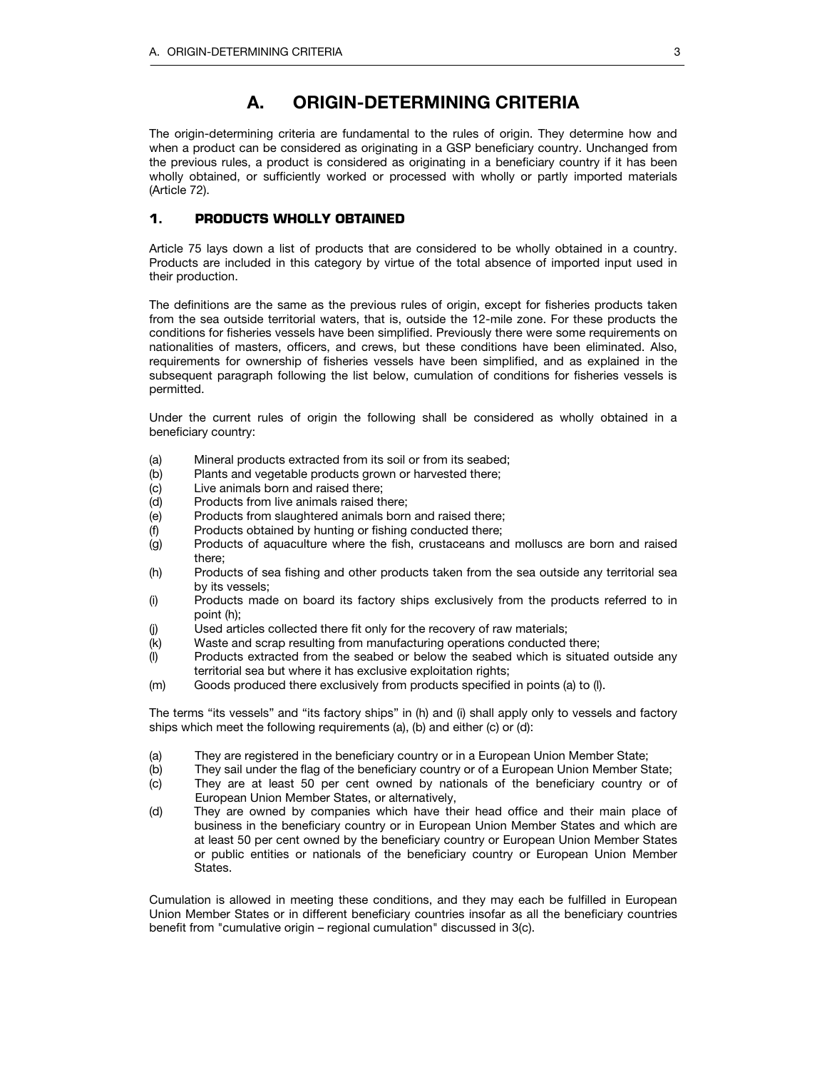# A. ORIGIN-DETERMINING CRITERIA

The origin-determining criteria are fundamental to the rules of origin. They determine how and when a product can be considered as originating in a GSP beneficiary country. Unchanged from the previous rules, a product is considered as originating in a beneficiary country if it has been wholly obtained, or sufficiently worked or processed with wholly or partly imported materials (Article 72).

## 1. PRODUCTS WHOLLY OBTAINED

Article 75 lays down a list of products that are considered to be wholly obtained in a country. Products are included in this category by virtue of the total absence of imported input used in their production.

The definitions are the same as the previous rules of origin, except for fisheries products taken from the sea outside territorial waters, that is, outside the 12-mile zone. For these products the conditions for fisheries vessels have been simplified. Previously there were some requirements on nationalities of masters, officers, and crews, but these conditions have been eliminated. Also, requirements for ownership of fisheries vessels have been simplified, and as explained in the subsequent paragraph following the list below, cumulation of conditions for fisheries vessels is permitted.

Under the current rules of origin the following shall be considered as wholly obtained in a beneficiary country:

(a) Mineral products extracted from its soil or from its seabed;
(b) Plants and vegetable products grown or harvested there;
(c) Live animals born and raised there;
(d) Products from live animals raised there;
(e) Products from slaughtered animals born and raised there;
(f) Products obtained by hunting or fishing conducted there;
(g) Products of aquaculture where the fish, crustaceans and molluscs are born and raised there;
(h) Products of sea fishing and other products taken from the sea outside any territorial sea by its vessels;
(i) Products made on board its factory ships exclusively from the products referred to in point (h);
(j) Used articles collected there fit only for the recovery of raw materials;
(k) Waste and scrap resulting from manufacturing operations conducted there;
(l) Products extracted from the seabed or below the seabed which is situated outside any territorial sea but where it has exclusive exploitation rights;
(m) Goods produced there exclusively from products specified in points (a) to (l).

The terms "its vessels" and "its factory ships" in (h) and (i) shall apply only to vessels and factory ships which meet the following requirements (a), (b) and either (c) or (d):

(a) They are registered in the beneficiary country or in a European Union Member State;
(b) They sail under the flag of the beneficiary country or of a European Union Member State;
(c) They are at least 50 per cent owned by nationals of the beneficiary country or of European Union Member States, or alternatively,
(d) They are owned by companies which have their head office and their main place of business in the beneficiary country or in European Union Member States and which are at least 50 per cent owned by the beneficiary country or European Union Member States or public entities or nationals of the beneficiary country or European Union Member States.

Cumulation is allowed in meeting these conditions, and they may each be fulfilled in European Union Member States or in different beneficiary countries insofar as all the beneficiary countries benefit from "cumulative origin – regional cumulation" discussed in 3(c).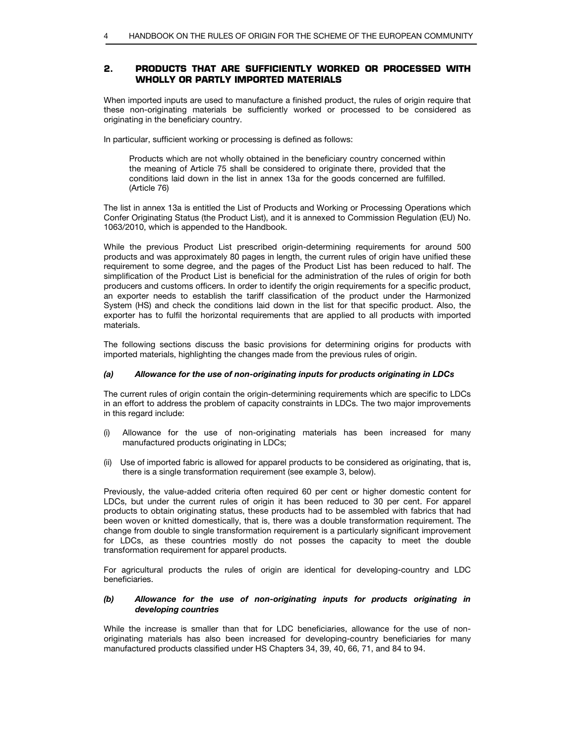## 2. PRODUCTS THAT ARE SUFFICIENTLY WORKED OR PROCESSED WITH WHOLLY OR PARTLY IMPORTED MATERIALS

When imported inputs are used to manufacture a finished product, the rules of origin require that these non-originating materials be sufficiently worked or processed to be considered as originating in the beneficiary country.

In particular, sufficient working or processing is defined as follows:

> Products which are not wholly obtained in the beneficiary country concerned within the meaning of Article 75 shall be considered to originate there, provided that the conditions laid down in the list in annex 13a for the goods concerned are fulfilled. (Article 76)

The list in annex 13a is entitled the List of Products and Working or Processing Operations which Confer Originating Status (the Product List), and it is annexed to Commission Regulation (EU) No. 1063/2010, which is appended to the Handbook.

While the previous Product List prescribed origin-determining requirements for around 500 products and was approximately 80 pages in length, the current rules of origin have unified these requirement to some degree, and the pages of the Product List has been reduced to half. The simplification of the Product List is beneficial for the administration of the rules of origin for both producers and customs officers. In order to identify the origin requirements for a specific product, an exporter needs to establish the tariff classification of the product under the Harmonized System (HS) and check the conditions laid down in the list for that specific product. Also, the exporter has to fulfil the horizontal requirements that are applied to all products with imported materials.

The following sections discuss the basic provisions for determining origins for products with imported materials, highlighting the changes made from the previous rules of origin.

### *(a) Allowance for the use of non-originating inputs for products originating in LDCs*

The current rules of origin contain the origin-determining requirements which are specific to LDCs in an effort to address the problem of capacity constraints in LDCs. The two major improvements in this regard include:

(i) Allowance for the use of non-originating materials has been increased for many manufactured products originating in LDCs;

(ii) Use of imported fabric is allowed for apparel products to be considered as originating, that is, there is a single transformation requirement (see example 3, below).

Previously, the value-added criteria often required 60 per cent or higher domestic content for LDCs, but under the current rules of origin it has been reduced to 30 per cent. For apparel products to obtain originating status, these products had to be assembled with fabrics that had been woven or knitted domestically, that is, there was a double transformation requirement. The change from double to single transformation requirement is a particularly significant improvement for LDCs, as these countries mostly do not posses the capacity to meet the double transformation requirement for apparel products.

For agricultural products the rules of origin are identical for developing-country and LDC beneficiaries.

### *(b) Allowance for the use of non-originating inputs for products originating in developing countries*

While the increase is smaller than that for LDC beneficiaries, allowance for the use of non-originating materials has also been increased for developing-country beneficiaries for many manufactured products classified under HS Chapters 34, 39, 40, 66, 71, and 84 to 94.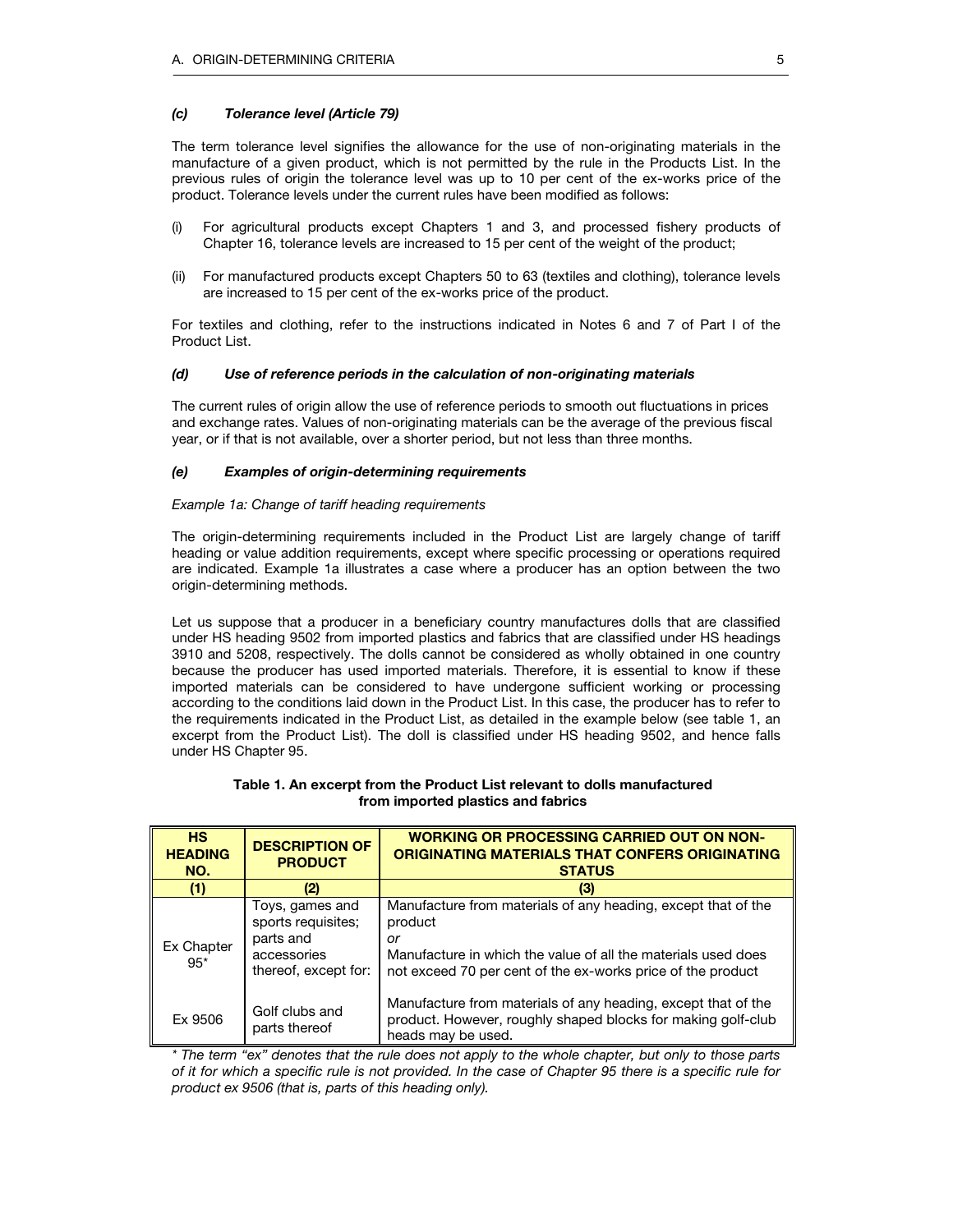#### *(c) Tolerance level (Article 79)*

The term tolerance level signifies the allowance for the use of non-originating materials in the manufacture of a given product, which is not permitted by the rule in the Products List. In the previous rules of origin the tolerance level was up to 10 per cent of the ex-works price of the product. Tolerance levels under the current rules have been modified as follows:

(i) For agricultural products except Chapters 1 and 3, and processed fishery products of Chapter 16, tolerance levels are increased to 15 per cent of the weight of the product;

(ii) For manufactured products except Chapters 50 to 63 (textiles and clothing), tolerance levels are increased to 15 per cent of the ex-works price of the product.

For textiles and clothing, refer to the instructions indicated in Notes 6 and 7 of Part I of the Product List.

#### *(d) Use of reference periods in the calculation of non-originating materials*

The current rules of origin allow the use of reference periods to smooth out fluctuations in prices and exchange rates. Values of non-originating materials can be the average of the previous fiscal year, or if that is not available, over a shorter period, but not less than three months.

#### *(e) Examples of origin-determining requirements*

*Example 1a: Change of tariff heading requirements*

The origin-determining requirements included in the Product List are largely change of tariff heading or value addition requirements, except where specific processing or operations required are indicated. Example 1a illustrates a case where a producer has an option between the two origin-determining methods.

Let us suppose that a producer in a beneficiary country manufactures dolls that are classified under HS heading 9502 from imported plastics and fabrics that are classified under HS headings 3910 and 5208, respectively. The dolls cannot be considered as wholly obtained in one country because the producer has used imported materials. Therefore, it is essential to know if these imported materials can be considered to have undergone sufficient working or processing according to the conditions laid down in the Product List. In this case, the producer has to refer to the requirements indicated in the Product List, as detailed in the example below (see table 1, an excerpt from the Product List). The doll is classified under HS heading 9502, and hence falls under HS Chapter 95.

**Table 1. An excerpt from the Product List relevant to dolls manufactured from imported plastics and fabrics**

| HS HEADING NO. | DESCRIPTION OF PRODUCT | WORKING OR PROCESSING CARRIED OUT ON NON-ORIGINATING MATERIALS THAT CONFERS ORIGINATING STATUS |
|---|---|---|
| (1) | (2) | (3) |
| Ex Chapter 95* | Toys, games and sports requisites; parts and accessories thereof, except for: | Manufacture from materials of any heading, except that of the product *or* Manufacture in which the value of all the materials used does not exceed 70 per cent of the ex-works price of the product |
| Ex 9506 | Golf clubs and parts thereof | Manufacture from materials of any heading, except that of the product. However, roughly shaped blocks for making golf-club heads may be used. |

*\* The term "ex" denotes that the rule does not apply to the whole chapter, but only to those parts of it for which a specific rule is not provided. In the case of Chapter 95 there is a specific rule for product ex 9506 (that is, parts of this heading only).*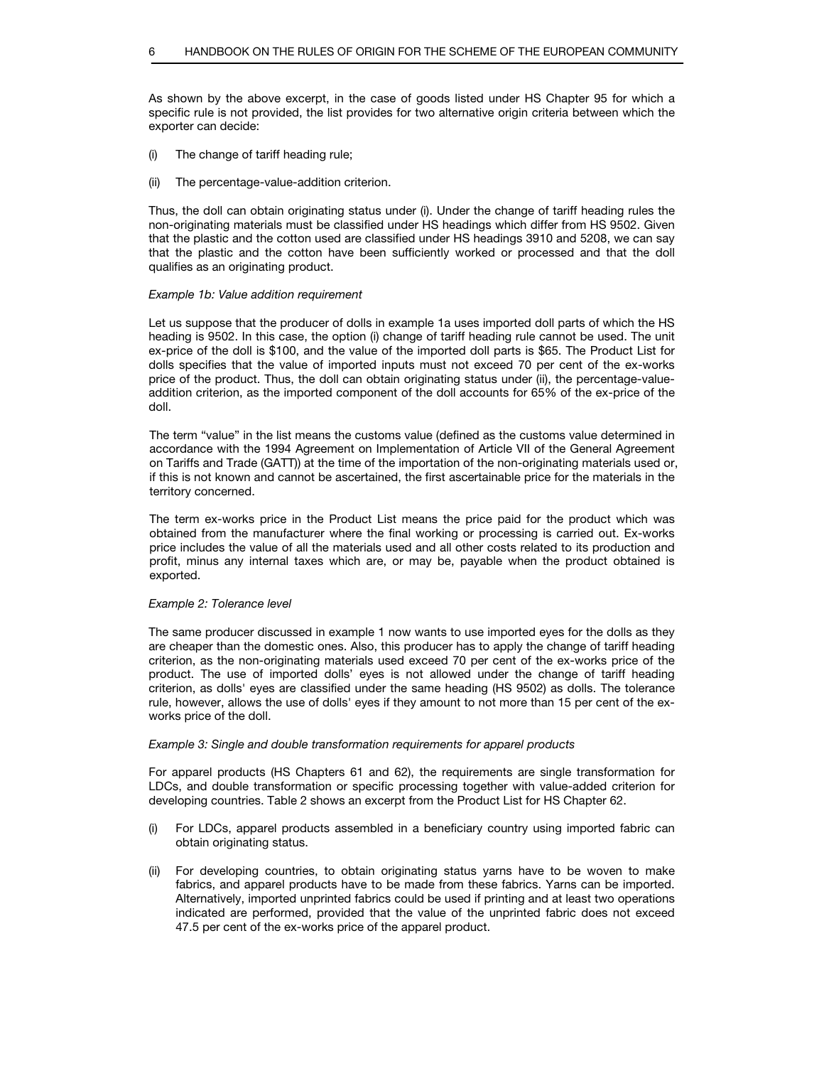As shown by the above excerpt, in the case of goods listed under HS Chapter 95 for which a specific rule is not provided, the list provides for two alternative origin criteria between which the exporter can decide:

(i) The change of tariff heading rule;

(ii) The percentage-value-addition criterion.

Thus, the doll can obtain originating status under (i). Under the change of tariff heading rules the non-originating materials must be classified under HS headings which differ from HS 9502. Given that the plastic and the cotton used are classified under HS headings 3910 and 5208, we can say that the plastic and the cotton have been sufficiently worked or processed and that the doll qualifies as an originating product.

*Example 1b: Value addition requirement*

Let us suppose that the producer of dolls in example 1a uses imported doll parts of which the HS heading is 9502. In this case, the option (i) change of tariff heading rule cannot be used. The unit ex-price of the doll is $100, and the value of the imported doll parts is $65. The Product List for dolls specifies that the value of imported inputs must not exceed 70 per cent of the ex-works price of the product. Thus, the doll can obtain originating status under (ii), the percentage-value-addition criterion, as the imported component of the doll accounts for 65% of the ex-price of the doll.

The term "value" in the list means the customs value (defined as the customs value determined in accordance with the 1994 Agreement on Implementation of Article VII of the General Agreement on Tariffs and Trade (GATT)) at the time of the importation of the non-originating materials used or, if this is not known and cannot be ascertained, the first ascertainable price for the materials in the territory concerned.

The term ex-works price in the Product List means the price paid for the product which was obtained from the manufacturer where the final working or processing is carried out. Ex-works price includes the value of all the materials used and all other costs related to its production and profit, minus any internal taxes which are, or may be, payable when the product obtained is exported.

*Example 2: Tolerance level*

The same producer discussed in example 1 now wants to use imported eyes for the dolls as they are cheaper than the domestic ones. Also, this producer has to apply the change of tariff heading criterion, as the non-originating materials used exceed 70 per cent of the ex-works price of the product. The use of imported dolls' eyes is not allowed under the change of tariff heading criterion, as dolls' eyes are classified under the same heading (HS 9502) as dolls. The tolerance rule, however, allows the use of dolls' eyes if they amount to not more than 15 per cent of the ex-works price of the doll.

*Example 3: Single and double transformation requirements for apparel products*

For apparel products (HS Chapters 61 and 62), the requirements are single transformation for LDCs, and double transformation or specific processing together with value-added criterion for developing countries. Table 2 shows an excerpt from the Product List for HS Chapter 62.

(i) For LDCs, apparel products assembled in a beneficiary country using imported fabric can obtain originating status.

(ii) For developing countries, to obtain originating status yarns have to be woven to make fabrics, and apparel products have to be made from these fabrics. Yarns can be imported. Alternatively, imported unprinted fabrics could be used if printing and at least two operations indicated are performed, provided that the value of the unprinted fabric does not exceed 47.5 per cent of the ex-works price of the apparel product.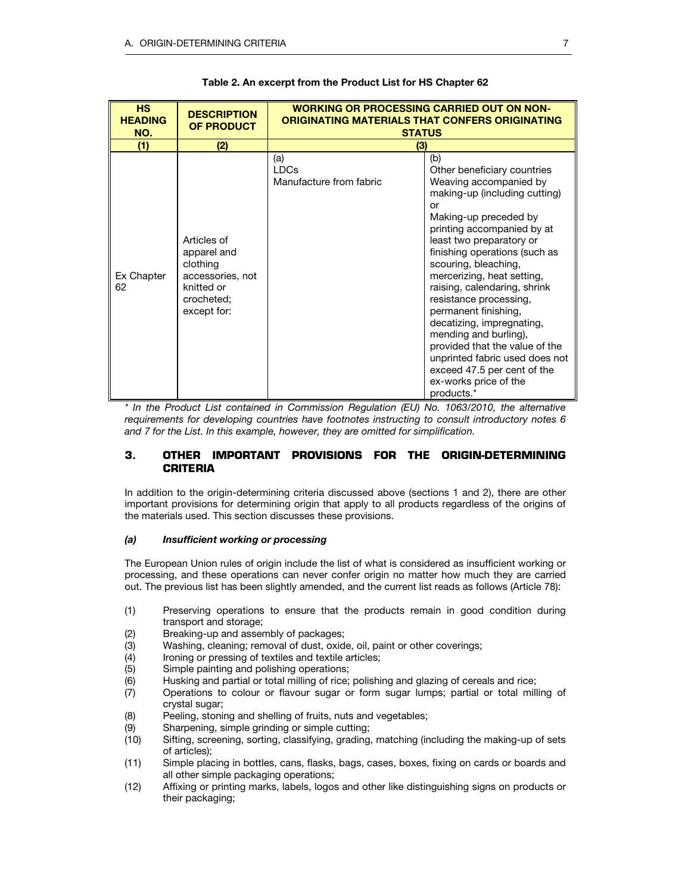**Table 2. An excerpt from the Product List for HS Chapter 62**

| HS HEADING NO. | DESCRIPTION OF PRODUCT | WORKING OR PROCESSING CARRIED OUT ON NON-ORIGINATING MATERIALS THAT CONFERS ORIGINATING STATUS | |
|---|---|---|---|
| (1) | (2) | (3) | |
| Ex Chapter 62 | Articles of apparel and clothing accessories, not knitted or crocheted; except for: | (a) LDCs Manufacture from fabric | (b) Other beneficiary countries Weaving accompanied by making-up (including cutting) or Making-up preceded by printing accompanied by at least two preparatory or finishing operations (such as scouring, bleaching, mercerizing, heat setting, raising, calendaring, shrink resistance processing, permanent finishing, decatizing, impregnating, mending and burling), provided that the value of the unprinted fabric used does not exceed 47.5 per cent of the ex-works price of the products.* |

*\* In the Product List contained in Commission Regulation (EU) No. 1063/2010, the alternative requirements for developing countries have footnotes instructing to consult introductory notes 6 and 7 for the List. In this example, however, they are omitted for simplification.*

## 3. OTHER IMPORTANT PROVISIONS FOR THE ORIGIN-DETERMINING CRITERIA

In addition to the origin-determining criteria discussed above (sections 1 and 2), there are other important provisions for determining origin that apply to all products regardless of the origins of the materials used. This section discusses these provisions.

### *(a) Insufficient working or processing*

The European Union rules of origin include the list of what is considered as insufficient working or processing, and these operations can never confer origin no matter how much they are carried out. The previous list has been slightly amended, and the current list reads as follows (Article 78):

(1) Preserving operations to ensure that the products remain in good condition during transport and storage;
(2) Breaking-up and assembly of packages;
(3) Washing, cleaning; removal of dust, oxide, oil, paint or other coverings;
(4) Ironing or pressing of textiles and textile articles;
(5) Simple painting and polishing operations;
(6) Husking and partial or total milling of rice; polishing and glazing of cereals and rice;
(7) Operations to colour or flavour sugar or form sugar lumps; partial or total milling of crystal sugar;
(8) Peeling, stoning and shelling of fruits, nuts and vegetables;
(9) Sharpening, simple grinding or simple cutting;
(10) Sifting, screening, sorting, classifying, grading, matching (including the making-up of sets of articles);
(11) Simple placing in bottles, cans, flasks, bags, cases, boxes, fixing on cards or boards and all other simple packaging operations;
(12) Affixing or printing marks, labels, logos and other like distinguishing signs on products or their packaging;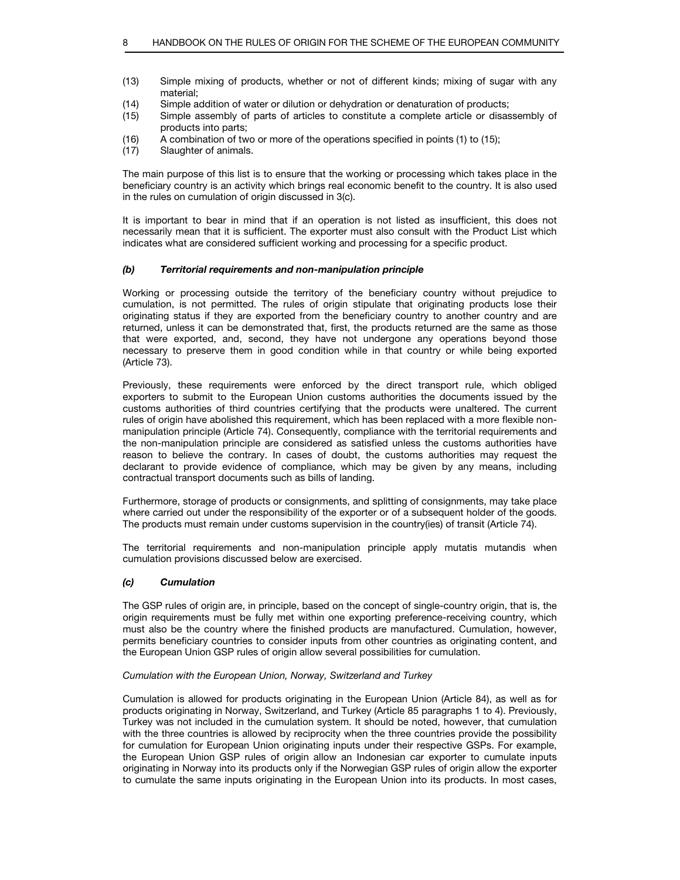(13) Simple mixing of products, whether or not of different kinds; mixing of sugar with any material;
(14) Simple addition of water or dilution or dehydration or denaturation of products;
(15) Simple assembly of parts of articles to constitute a complete article or disassembly of products into parts;
(16) A combination of two or more of the operations specified in points (1) to (15);
(17) Slaughter of animals.

The main purpose of this list is to ensure that the working or processing which takes place in the beneficiary country is an activity which brings real economic benefit to the country. It is also used in the rules on cumulation of origin discussed in 3(c).

It is important to bear in mind that if an operation is not listed as insufficient, this does not necessarily mean that it is sufficient. The exporter must also consult with the Product List which indicates what are considered sufficient working and processing for a specific product.

#### *(b) Territorial requirements and non-manipulation principle*

Working or processing outside the territory of the beneficiary country without prejudice to cumulation, is not permitted. The rules of origin stipulate that originating products lose their originating status if they are exported from the beneficiary country to another country and are returned, unless it can be demonstrated that, first, the products returned are the same as those that were exported, and, second, they have not undergone any operations beyond those necessary to preserve them in good condition while in that country or while being exported (Article 73).

Previously, these requirements were enforced by the direct transport rule, which obliged exporters to submit to the European Union customs authorities the documents issued by the customs authorities of third countries certifying that the products were unaltered. The current rules of origin have abolished this requirement, which has been replaced with a more flexible non-manipulation principle (Article 74). Consequently, compliance with the territorial requirements and the non-manipulation principle are considered as satisfied unless the customs authorities have reason to believe the contrary. In cases of doubt, the customs authorities may request the declarant to provide evidence of compliance, which may be given by any means, including contractual transport documents such as bills of landing.

Furthermore, storage of products or consignments, and splitting of consignments, may take place where carried out under the responsibility of the exporter or of a subsequent holder of the goods. The products must remain under customs supervision in the country(ies) of transit (Article 74).

The territorial requirements and non-manipulation principle apply mutatis mutandis when cumulation provisions discussed below are exercised.

#### *(c) Cumulation*

The GSP rules of origin are, in principle, based on the concept of single-country origin, that is, the origin requirements must be fully met within one exporting preference-receiving country, which must also be the country where the finished products are manufactured. Cumulation, however, permits beneficiary countries to consider inputs from other countries as originating content, and the European Union GSP rules of origin allow several possibilities for cumulation.

*Cumulation with the European Union, Norway, Switzerland and Turkey*

Cumulation is allowed for products originating in the European Union (Article 84), as well as for products originating in Norway, Switzerland, and Turkey (Article 85 paragraphs 1 to 4). Previously, Turkey was not included in the cumulation system. It should be noted, however, that cumulation with the three countries is allowed by reciprocity when the three countries provide the possibility for cumulation for European Union originating inputs under their respective GSPs. For example, the European Union GSP rules of origin allow an Indonesian car exporter to cumulate inputs originating in Norway into its products only if the Norwegian GSP rules of origin allow the exporter to cumulate the same inputs originating in the European Union into its products. In most cases,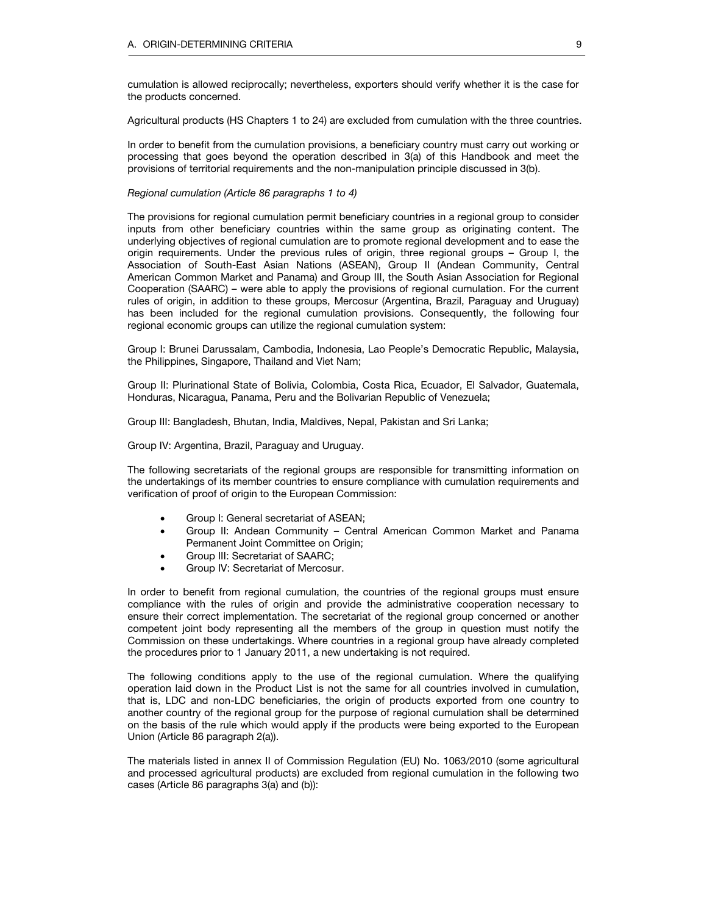cumulation is allowed reciprocally; nevertheless, exporters should verify whether it is the case for the products concerned.

Agricultural products (HS Chapters 1 to 24) are excluded from cumulation with the three countries.

In order to benefit from the cumulation provisions, a beneficiary country must carry out working or processing that goes beyond the operation described in 3(a) of this Handbook and meet the provisions of territorial requirements and the non-manipulation principle discussed in 3(b).

*Regional cumulation (Article 86 paragraphs 1 to 4)*

The provisions for regional cumulation permit beneficiary countries in a regional group to consider inputs from other beneficiary countries within the same group as originating content. The underlying objectives of regional cumulation are to promote regional development and to ease the origin requirements. Under the previous rules of origin, three regional groups – Group I, the Association of South-East Asian Nations (ASEAN), Group II (Andean Community, Central American Common Market and Panama) and Group III, the South Asian Association for Regional Cooperation (SAARC) – were able to apply the provisions of regional cumulation. For the current rules of origin, in addition to these groups, Mercosur (Argentina, Brazil, Paraguay and Uruguay) has been included for the regional cumulation provisions. Consequently, the following four regional economic groups can utilize the regional cumulation system:

Group I: Brunei Darussalam, Cambodia, Indonesia, Lao People's Democratic Republic, Malaysia, the Philippines, Singapore, Thailand and Viet Nam;

Group II: Plurinational State of Bolivia, Colombia, Costa Rica, Ecuador, El Salvador, Guatemala, Honduras, Nicaragua, Panama, Peru and the Bolivarian Republic of Venezuela;

Group III: Bangladesh, Bhutan, India, Maldives, Nepal, Pakistan and Sri Lanka;

Group IV: Argentina, Brazil, Paraguay and Uruguay.

The following secretariats of the regional groups are responsible for transmitting information on the undertakings of its member countries to ensure compliance with cumulation requirements and verification of proof of origin to the European Commission:

- Group I: General secretariat of ASEAN;
- Group II: Andean Community – Central American Common Market and Panama Permanent Joint Committee on Origin;
- Group III: Secretariat of SAARC;
- Group IV: Secretariat of Mercosur.

In order to benefit from regional cumulation, the countries of the regional groups must ensure compliance with the rules of origin and provide the administrative cooperation necessary to ensure their correct implementation. The secretariat of the regional group concerned or another competent joint body representing all the members of the group in question must notify the Commission on these undertakings. Where countries in a regional group have already completed the procedures prior to 1 January 2011, a new undertaking is not required.

The following conditions apply to the use of the regional cumulation. Where the qualifying operation laid down in the Product List is not the same for all countries involved in cumulation, that is, LDC and non-LDC beneficiaries, the origin of products exported from one country to another country of the regional group for the purpose of regional cumulation shall be determined on the basis of the rule which would apply if the products were being exported to the European Union (Article 86 paragraph 2(a)).

The materials listed in annex II of Commission Regulation (EU) No. 1063/2010 (some agricultural and processed agricultural products) are excluded from regional cumulation in the following two cases (Article 86 paragraphs 3(a) and (b)):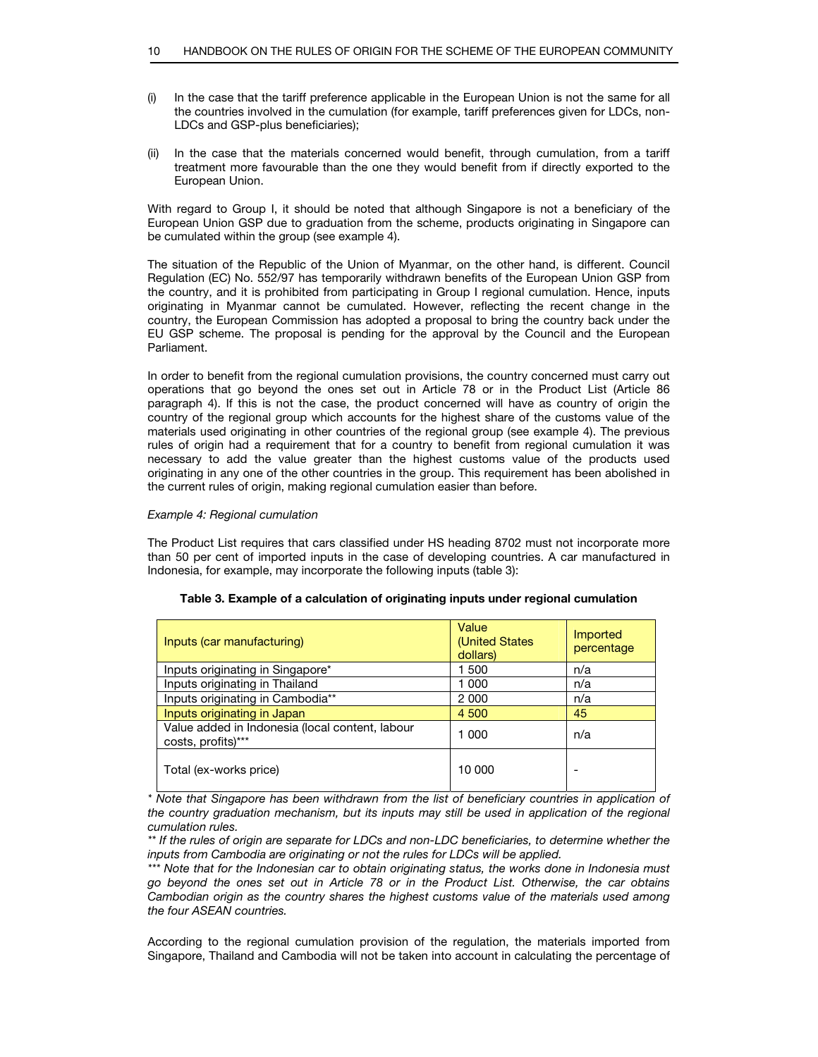(i) In the case that the tariff preference applicable in the European Union is not the same for all the countries involved in the cumulation (for example, tariff preferences given for LDCs, non-LDCs and GSP-plus beneficiaries);

(ii) In the case that the materials concerned would benefit, through cumulation, from a tariff treatment more favourable than the one they would benefit from if directly exported to the European Union.

With regard to Group I, it should be noted that although Singapore is not a beneficiary of the European Union GSP due to graduation from the scheme, products originating in Singapore can be cumulated within the group (see example 4).

The situation of the Republic of the Union of Myanmar, on the other hand, is different. Council Regulation (EC) No. 552/97 has temporarily withdrawn benefits of the European Union GSP from the country, and it is prohibited from participating in Group I regional cumulation. Hence, inputs originating in Myanmar cannot be cumulated. However, reflecting the recent change in the country, the European Commission has adopted a proposal to bring the country back under the EU GSP scheme. The proposal is pending for the approval by the Council and the European Parliament.

In order to benefit from the regional cumulation provisions, the country concerned must carry out operations that go beyond the ones set out in Article 78 or in the Product List (Article 86 paragraph 4). If this is not the case, the product concerned will have as country of origin the country of the regional group which accounts for the highest share of the customs value of the materials used originating in other countries of the regional group (see example 4). The previous rules of origin had a requirement that for a country to benefit from regional cumulation it was necessary to add the value greater than the highest customs value of the products used originating in any one of the other countries in the group. This requirement has been abolished in the current rules of origin, making regional cumulation easier than before.

*Example 4: Regional cumulation*

The Product List requires that cars classified under HS heading 8702 must not incorporate more than 50 per cent of imported inputs in the case of developing countries. A car manufactured in Indonesia, for example, may incorporate the following inputs (table 3):

**Table 3. Example of a calculation of originating inputs under regional cumulation**

| Inputs (car manufacturing) | Value (United States dollars) | Imported percentage |
|---|---|---|
| Inputs originating in Singapore* | 1 500 | n/a |
| Inputs originating in Thailand | 1 000 | n/a |
| Inputs originating in Cambodia** | 2 000 | n/a |
| Inputs originating in Japan | 4 500 | 45 |
| Value added in Indonesia (local content, labour costs, profits)*** | 1 000 | n/a |
| Total (ex-works price) | 10 000 | - |

*\* Note that Singapore has been withdrawn from the list of beneficiary countries in application of the country graduation mechanism, but its inputs may still be used in application of the regional cumulation rules.*

*\*\* If the rules of origin are separate for LDCs and non-LDC beneficiaries, to determine whether the inputs from Cambodia are originating or not the rules for LDCs will be applied.*

*\*\*\* Note that for the Indonesian car to obtain originating status, the works done in Indonesia must go beyond the ones set out in Article 78 or in the Product List. Otherwise, the car obtains Cambodian origin as the country shares the highest customs value of the materials used among the four ASEAN countries.*

According to the regional cumulation provision of the regulation, the materials imported from Singapore, Thailand and Cambodia will not be taken into account in calculating the percentage of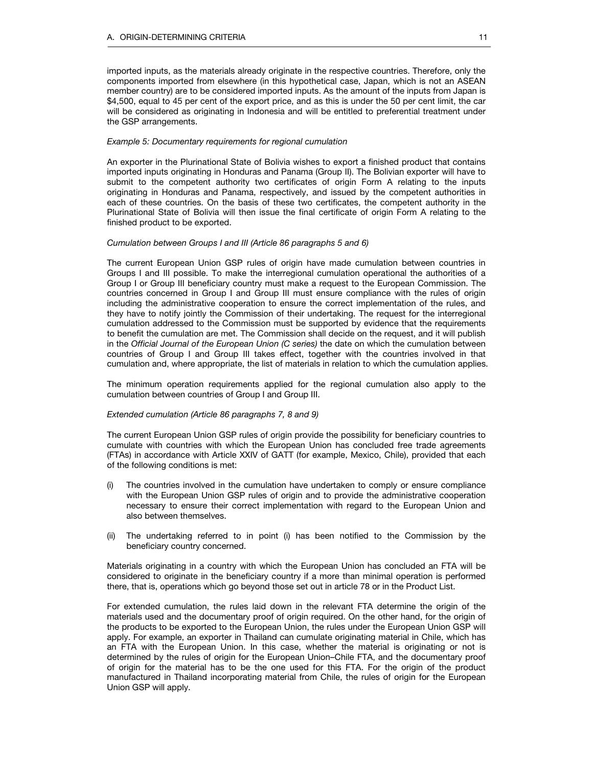imported inputs, as the materials already originate in the respective countries. Therefore, only the components imported from elsewhere (in this hypothetical case, Japan, which is not an ASEAN member country) are to be considered imported inputs. As the amount of the inputs from Japan is $4,500, equal to 45 per cent of the export price, and as this is under the 50 per cent limit, the car will be considered as originating in Indonesia and will be entitled to preferential treatment under the GSP arrangements.

*Example 5: Documentary requirements for regional cumulation*

An exporter in the Plurinational State of Bolivia wishes to export a finished product that contains imported inputs originating in Honduras and Panama (Group II). The Bolivian exporter will have to submit to the competent authority two certificates of origin Form A relating to the inputs originating in Honduras and Panama, respectively, and issued by the competent authorities in each of these countries. On the basis of these two certificates, the competent authority in the Plurinational State of Bolivia will then issue the final certificate of origin Form A relating to the finished product to be exported.

*Cumulation between Groups I and III (Article 86 paragraphs 5 and 6)*

The current European Union GSP rules of origin have made cumulation between countries in Groups I and III possible. To make the interregional cumulation operational the authorities of a Group I or Group III beneficiary country must make a request to the European Commission. The countries concerned in Group I and Group III must ensure compliance with the rules of origin including the administrative cooperation to ensure the correct implementation of the rules, and they have to notify jointly the Commission of their undertaking. The request for the interregional cumulation addressed to the Commission must be supported by evidence that the requirements to benefit the cumulation are met. The Commission shall decide on the request, and it will publish in the *Official Journal of the European Union (C series)* the date on which the cumulation between countries of Group I and Group III takes effect, together with the countries involved in that cumulation and, where appropriate, the list of materials in relation to which the cumulation applies.

The minimum operation requirements applied for the regional cumulation also apply to the cumulation between countries of Group I and Group III.

*Extended cumulation (Article 86 paragraphs 7, 8 and 9)*

The current European Union GSP rules of origin provide the possibility for beneficiary countries to cumulate with countries with which the European Union has concluded free trade agreements (FTAs) in accordance with Article XXIV of GATT (for example, Mexico, Chile), provided that each of the following conditions is met:

(i) The countries involved in the cumulation have undertaken to comply or ensure compliance with the European Union GSP rules of origin and to provide the administrative cooperation necessary to ensure their correct implementation with regard to the European Union and also between themselves.

(ii) The undertaking referred to in point (i) has been notified to the Commission by the beneficiary country concerned.

Materials originating in a country with which the European Union has concluded an FTA will be considered to originate in the beneficiary country if a more than minimal operation is performed there, that is, operations which go beyond those set out in article 78 or in the Product List.

For extended cumulation, the rules laid down in the relevant FTA determine the origin of the materials used and the documentary proof of origin required. On the other hand, for the origin of the products to be exported to the European Union, the rules under the European Union GSP will apply. For example, an exporter in Thailand can cumulate originating material in Chile, which has an FTA with the European Union. In this case, whether the material is originating or not is determined by the rules of origin for the European Union–Chile FTA, and the documentary proof of origin for the material has to be the one used for this FTA. For the origin of the product manufactured in Thailand incorporating material from Chile, the rules of origin for the European Union GSP will apply.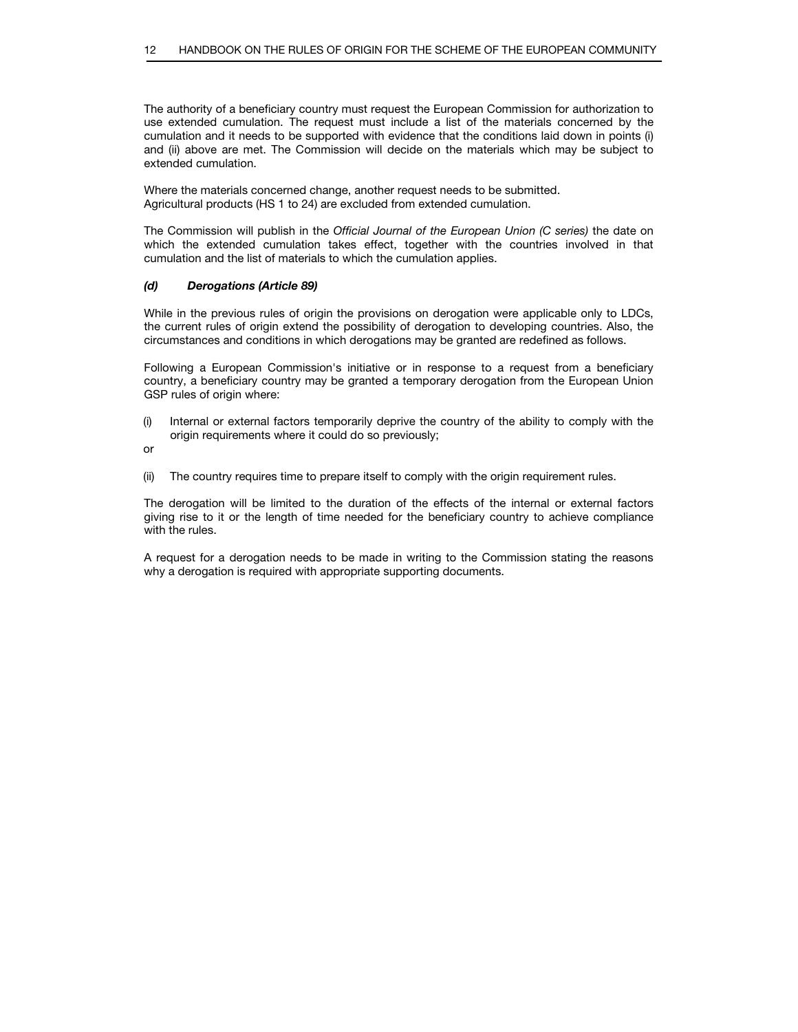The authority of a beneficiary country must request the European Commission for authorization to use extended cumulation. The request must include a list of the materials concerned by the cumulation and it needs to be supported with evidence that the conditions laid down in points (i) and (ii) above are met. The Commission will decide on the materials which may be subject to extended cumulation.

Where the materials concerned change, another request needs to be submitted.
Agricultural products (HS 1 to 24) are excluded from extended cumulation.

The Commission will publish in the *Official Journal of the European Union (C series)* the date on which the extended cumulation takes effect, together with the countries involved in that cumulation and the list of materials to which the cumulation applies.

#### *(d) Derogations (Article 89)*

While in the previous rules of origin the provisions on derogation were applicable only to LDCs, the current rules of origin extend the possibility of derogation to developing countries. Also, the circumstances and conditions in which derogations may be granted are redefined as follows.

Following a European Commission's initiative or in response to a request from a beneficiary country, a beneficiary country may be granted a temporary derogation from the European Union GSP rules of origin where:

(i) Internal or external factors temporarily deprive the country of the ability to comply with the origin requirements where it could do so previously;

or

(ii) The country requires time to prepare itself to comply with the origin requirement rules.

The derogation will be limited to the duration of the effects of the internal or external factors giving rise to it or the length of time needed for the beneficiary country to achieve compliance with the rules.

A request for a derogation needs to be made in writing to the Commission stating the reasons why a derogation is required with appropriate supporting documents.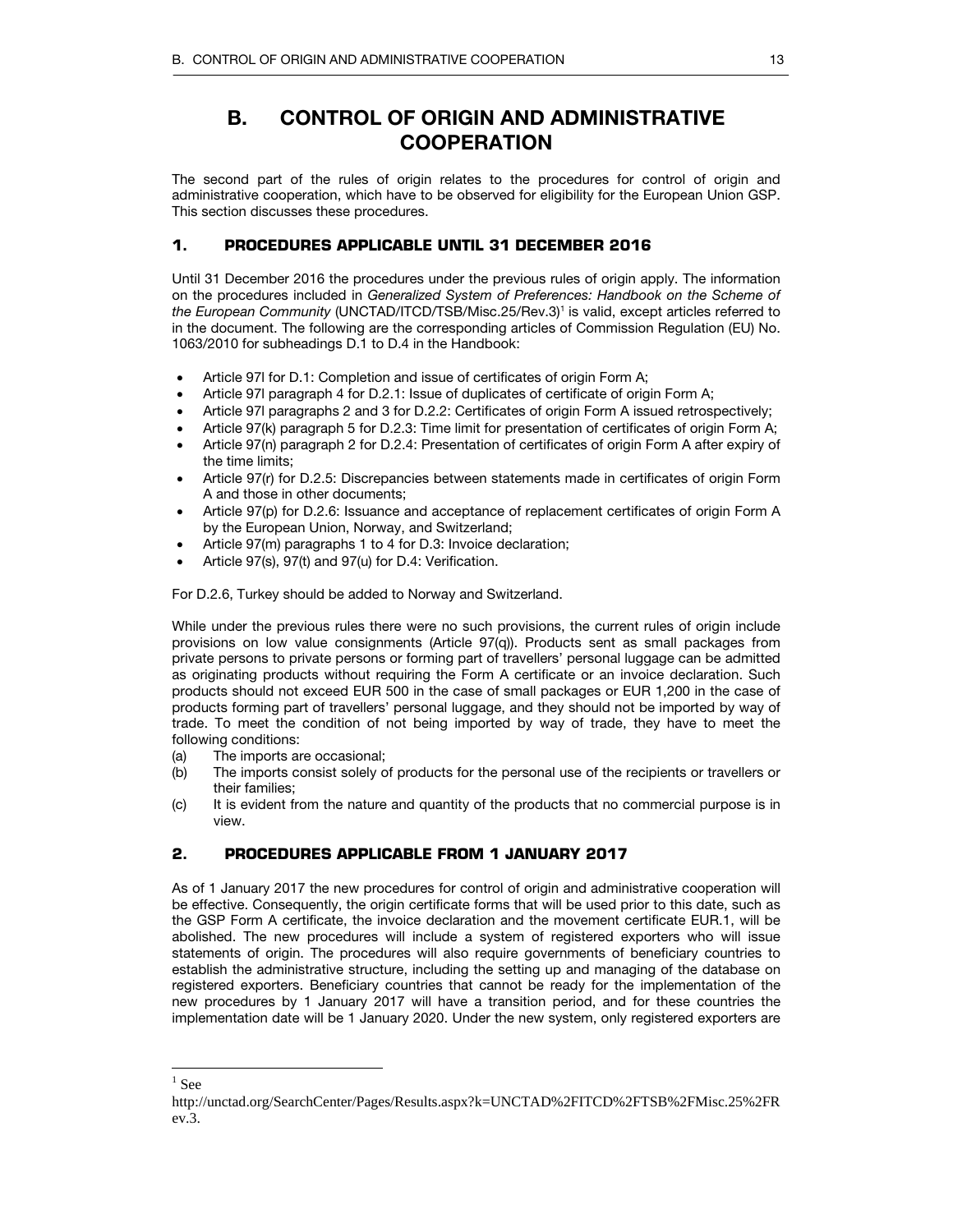# B. CONTROL OF ORIGIN AND ADMINISTRATIVE COOPERATION

The second part of the rules of origin relates to the procedures for control of origin and administrative cooperation, which have to be observed for eligibility for the European Union GSP. This section discusses these procedures.

## 1. PROCEDURES APPLICABLE UNTIL 31 DECEMBER 2016

Until 31 December 2016 the procedures under the previous rules of origin apply. The information on the procedures included in *Generalized System of Preferences: Handbook on the Scheme of the European Community* (UNCTAD/ITCD/TSB/Misc.25/Rev.3)[1] is valid, except articles referred to in the document. The following are the corresponding articles of Commission Regulation (EU) No. 1063/2010 for subheadings D.1 to D.4 in the Handbook:

- Article 97l for D.1: Completion and issue of certificates of origin Form A;
- Article 97l paragraph 4 for D.2.1: Issue of duplicates of certificate of origin Form A;
- Article 97l paragraphs 2 and 3 for D.2.2: Certificates of origin Form A issued retrospectively;
- Article 97(k) paragraph 5 for D.2.3: Time limit for presentation of certificates of origin Form A;
- Article 97(n) paragraph 2 for D.2.4: Presentation of certificates of origin Form A after expiry of the time limits;
- Article 97(r) for D.2.5: Discrepancies between statements made in certificates of origin Form A and those in other documents;
- Article 97(p) for D.2.6: Issuance and acceptance of replacement certificates of origin Form A by the European Union, Norway, and Switzerland;
- Article 97(m) paragraphs 1 to 4 for D.3: Invoice declaration;
- Article 97(s), 97(t) and 97(u) for D.4: Verification.

For D.2.6, Turkey should be added to Norway and Switzerland.

While under the previous rules there were no such provisions, the current rules of origin include provisions on low value consignments (Article 97(q)). Products sent as small packages from private persons to private persons or forming part of travellers' personal luggage can be admitted as originating products without requiring the Form A certificate or an invoice declaration. Such products should not exceed EUR 500 in the case of small packages or EUR 1,200 in the case of products forming part of travellers' personal luggage, and they should not be imported by way of trade. To meet the condition of not being imported by way of trade, they have to meet the following conditions:

(a) The imports are occasional;

(b) The imports consist solely of products for the personal use of the recipients or travellers or their families;

(c) It is evident from the nature and quantity of the products that no commercial purpose is in view.

## 2. PROCEDURES APPLICABLE FROM 1 JANUARY 2017

As of 1 January 2017 the new procedures for control of origin and administrative cooperation will be effective. Consequently, the origin certificate forms that will be used prior to this date, such as the GSP Form A certificate, the invoice declaration and the movement certificate EUR.1, will be abolished. The new procedures will include a system of registered exporters who will issue statements of origin. The procedures will also require governments of beneficiary countries to establish the administrative structure, including the setting up and managing of the database on registered exporters. Beneficiary countries that cannot be ready for the implementation of the new procedures by 1 January 2017 will have a transition period, and for these countries the implementation date will be 1 January 2020. Under the new system, only registered exporters are

---

[1] See http://unctad.org/SearchCenter/Pages/Results.aspx?k=UNCTAD%2FITCD%2FTSB%2FMisc.25%2FRev.3.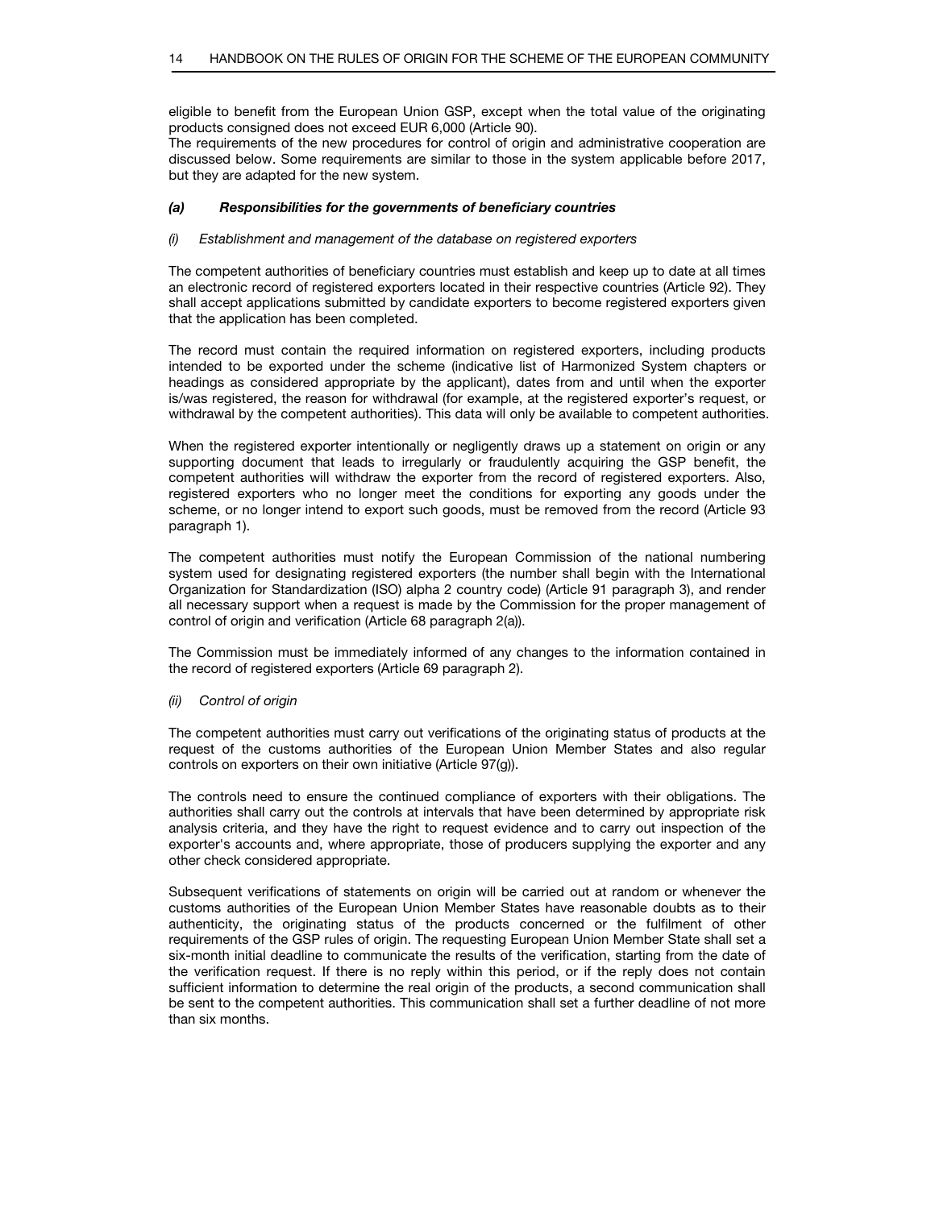eligible to benefit from the European Union GSP, except when the total value of the originating products consigned does not exceed EUR 6,000 (Article 90).

The requirements of the new procedures for control of origin and administrative cooperation are discussed below. Some requirements are similar to those in the system applicable before 2017, but they are adapted for the new system.

### *(a) Responsibilities for the governments of beneficiary countries*

#### *(i) Establishment and management of the database on registered exporters*

The competent authorities of beneficiary countries must establish and keep up to date at all times an electronic record of registered exporters located in their respective countries (Article 92). They shall accept applications submitted by candidate exporters to become registered exporters given that the application has been completed.

The record must contain the required information on registered exporters, including products intended to be exported under the scheme (indicative list of Harmonized System chapters or headings as considered appropriate by the applicant), dates from and until when the exporter is/was registered, the reason for withdrawal (for example, at the registered exporter's request, or withdrawal by the competent authorities). This data will only be available to competent authorities.

When the registered exporter intentionally or negligently draws up a statement on origin or any supporting document that leads to irregularly or fraudulently acquiring the GSP benefit, the competent authorities will withdraw the exporter from the record of registered exporters. Also, registered exporters who no longer meet the conditions for exporting any goods under the scheme, or no longer intend to export such goods, must be removed from the record (Article 93 paragraph 1).

The competent authorities must notify the European Commission of the national numbering system used for designating registered exporters (the number shall begin with the International Organization for Standardization (ISO) alpha 2 country code) (Article 91 paragraph 3), and render all necessary support when a request is made by the Commission for the proper management of control of origin and verification (Article 68 paragraph 2(a)).

The Commission must be immediately informed of any changes to the information contained in the record of registered exporters (Article 69 paragraph 2).

#### *(ii) Control of origin*

The competent authorities must carry out verifications of the originating status of products at the request of the customs authorities of the European Union Member States and also regular controls on exporters on their own initiative (Article 97(g)).

The controls need to ensure the continued compliance of exporters with their obligations. The authorities shall carry out the controls at intervals that have been determined by appropriate risk analysis criteria, and they have the right to request evidence and to carry out inspection of the exporter's accounts and, where appropriate, those of producers supplying the exporter and any other check considered appropriate.

Subsequent verifications of statements on origin will be carried out at random or whenever the customs authorities of the European Union Member States have reasonable doubts as to their authenticity, the originating status of the products concerned or the fulfilment of other requirements of the GSP rules of origin. The requesting European Union Member State shall set a six-month initial deadline to communicate the results of the verification, starting from the date of the verification request. If there is no reply within this period, or if the reply does not contain sufficient information to determine the real origin of the products, a second communication shall be sent to the competent authorities. This communication shall set a further deadline of not more than six months.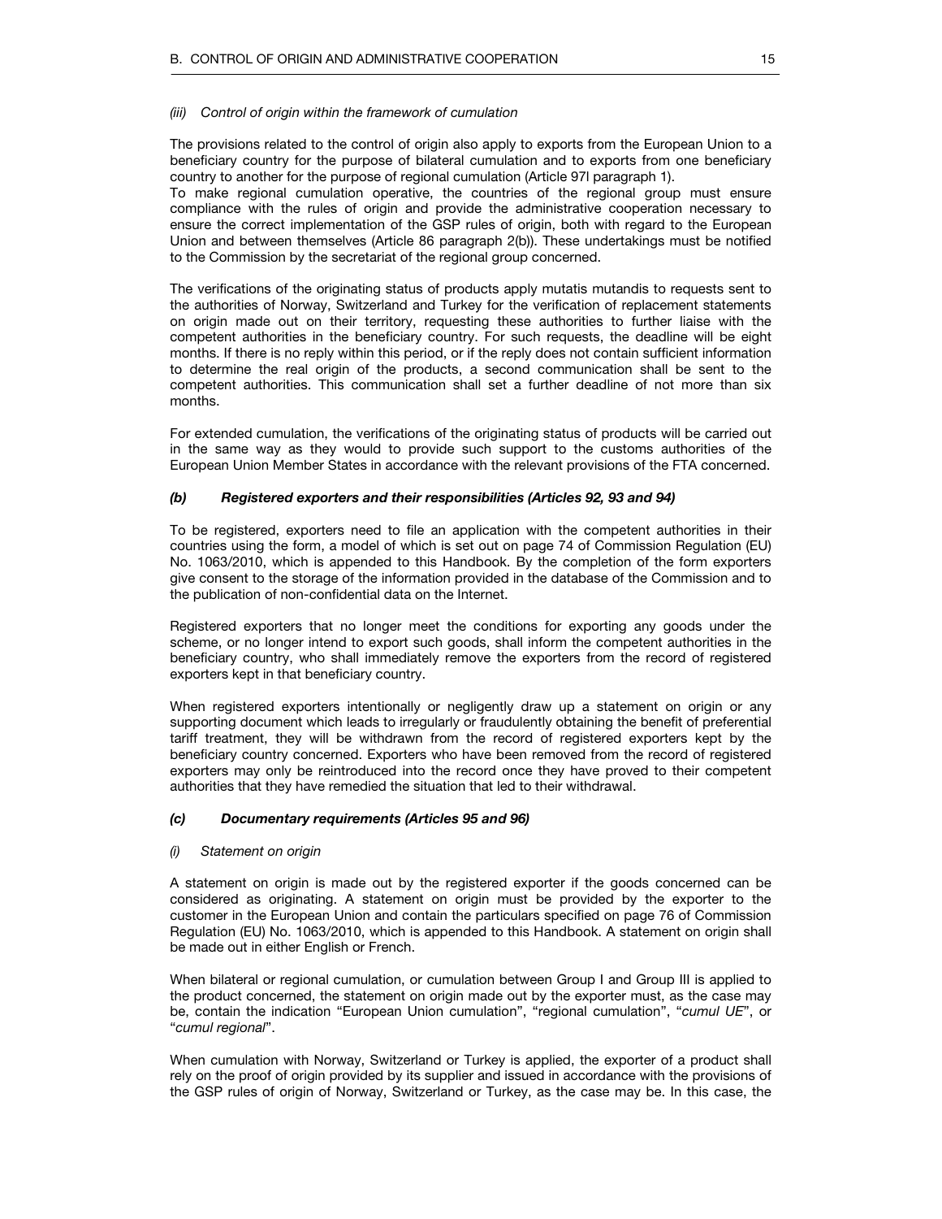*(iii) Control of origin within the framework of cumulation*

The provisions related to the control of origin also apply to exports from the European Union to a beneficiary country for the purpose of bilateral cumulation and to exports from one beneficiary country to another for the purpose of regional cumulation (Article 97l paragraph 1).
To make regional cumulation operative, the countries of the regional group must ensure compliance with the rules of origin and provide the administrative cooperation necessary to ensure the correct implementation of the GSP rules of origin, both with regard to the European Union and between themselves (Article 86 paragraph 2(b)). These undertakings must be notified to the Commission by the secretariat of the regional group concerned.

The verifications of the originating status of products apply mutatis mutandis to requests sent to the authorities of Norway, Switzerland and Turkey for the verification of replacement statements on origin made out on their territory, requesting these authorities to further liaise with the competent authorities in the beneficiary country. For such requests, the deadline will be eight months. If there is no reply within this period, or if the reply does not contain sufficient information to determine the real origin of the products, a second communication shall be sent to the competent authorities. This communication shall set a further deadline of not more than six months.

For extended cumulation, the verifications of the originating status of products will be carried out in the same way as they would to provide such support to the customs authorities of the European Union Member States in accordance with the relevant provisions of the FTA concerned.

### *(b) Registered exporters and their responsibilities (Articles 92, 93 and 94)*

To be registered, exporters need to file an application with the competent authorities in their countries using the form, a model of which is set out on page 74 of Commission Regulation (EU) No. 1063/2010, which is appended to this Handbook. By the completion of the form exporters give consent to the storage of the information provided in the database of the Commission and to the publication of non-confidential data on the Internet.

Registered exporters that no longer meet the conditions for exporting any goods under the scheme, or no longer intend to export such goods, shall inform the competent authorities in the beneficiary country, who shall immediately remove the exporters from the record of registered exporters kept in that beneficiary country.

When registered exporters intentionally or negligently draw up a statement on origin or any supporting document which leads to irregularly or fraudulently obtaining the benefit of preferential tariff treatment, they will be withdrawn from the record of registered exporters kept by the beneficiary country concerned. Exporters who have been removed from the record of registered exporters may only be reintroduced into the record once they have proved to their competent authorities that they have remedied the situation that led to their withdrawal.

### *(c) Documentary requirements (Articles 95 and 96)*

*(i) Statement on origin*

A statement on origin is made out by the registered exporter if the goods concerned can be considered as originating. A statement on origin must be provided by the exporter to the customer in the European Union and contain the particulars specified on page 76 of Commission Regulation (EU) No. 1063/2010, which is appended to this Handbook. A statement on origin shall be made out in either English or French.

When bilateral or regional cumulation, or cumulation between Group I and Group III is applied to the product concerned, the statement on origin made out by the exporter must, as the case may be, contain the indication "European Union cumulation", "regional cumulation", "*cumul UE*", or "*cumul regional*".

When cumulation with Norway, Switzerland or Turkey is applied, the exporter of a product shall rely on the proof of origin provided by its supplier and issued in accordance with the provisions of the GSP rules of origin of Norway, Switzerland or Turkey, as the case may be. In this case, the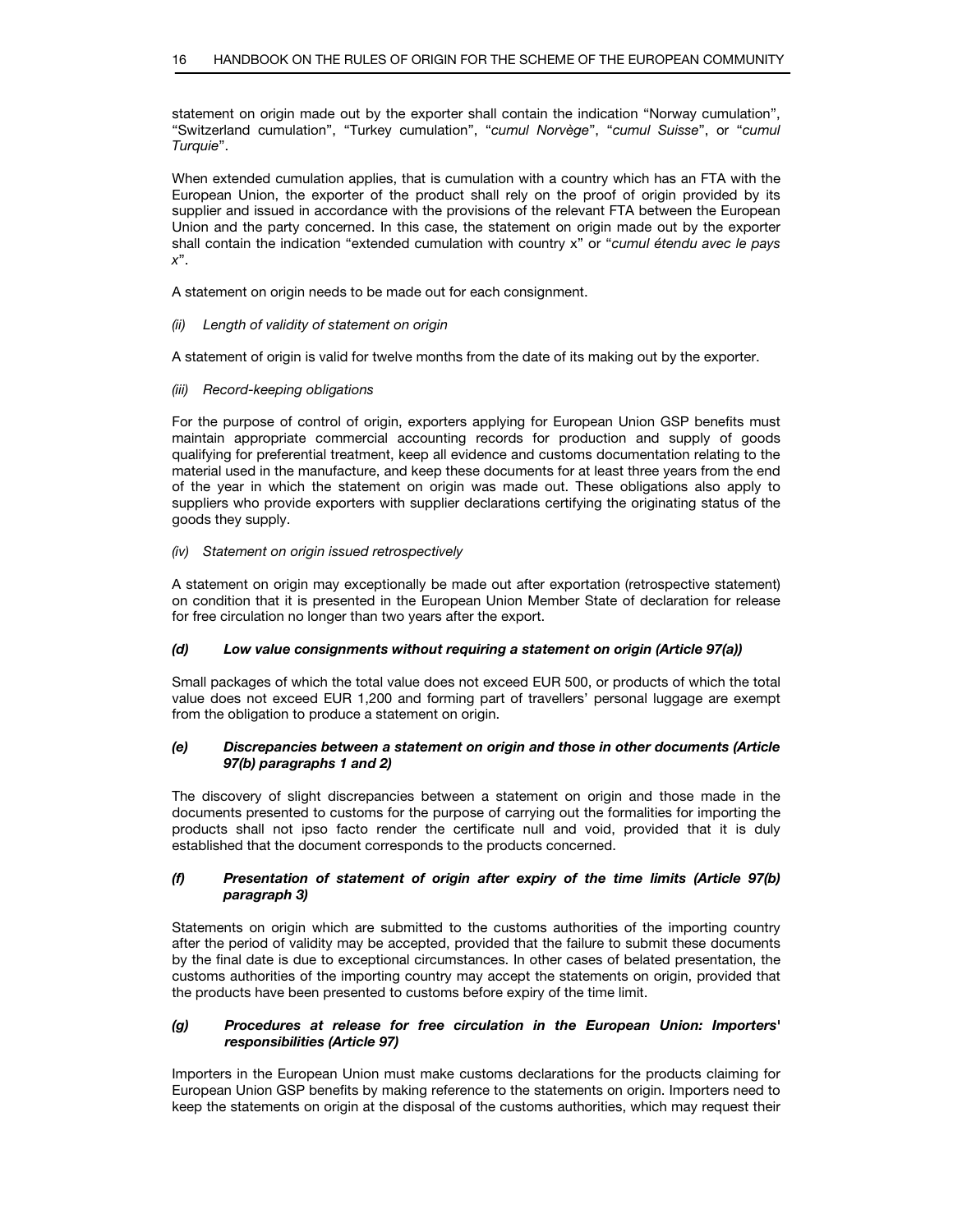statement on origin made out by the exporter shall contain the indication "Norway cumulation", "Switzerland cumulation", "Turkey cumulation", "*cumul Norvège*", "*cumul Suisse*", or "*cumul Turquie*".

When extended cumulation applies, that is cumulation with a country which has an FTA with the European Union, the exporter of the product shall rely on the proof of origin provided by its supplier and issued in accordance with the provisions of the relevant FTA between the European Union and the party concerned. In this case, the statement on origin made out by the exporter shall contain the indication "extended cumulation with country x" or "*cumul étendu avec le pays x*".

A statement on origin needs to be made out for each consignment.

*(ii) Length of validity of statement on origin*

A statement of origin is valid for twelve months from the date of its making out by the exporter.

*(iii) Record-keeping obligations*

For the purpose of control of origin, exporters applying for European Union GSP benefits must maintain appropriate commercial accounting records for production and supply of goods qualifying for preferential treatment, keep all evidence and customs documentation relating to the material used in the manufacture, and keep these documents for at least three years from the end of the year in which the statement on origin was made out. These obligations also apply to suppliers who provide exporters with supplier declarations certifying the originating status of the goods they supply.

*(iv) Statement on origin issued retrospectively*

A statement on origin may exceptionally be made out after exportation (retrospective statement) on condition that it is presented in the European Union Member State of declaration for release for free circulation no longer than two years after the export.

#### *(d) Low value consignments without requiring a statement on origin (Article 97(a))*

Small packages of which the total value does not exceed EUR 500, or products of which the total value does not exceed EUR 1,200 and forming part of travellers' personal luggage are exempt from the obligation to produce a statement on origin.

#### *(e) Discrepancies between a statement on origin and those in other documents (Article 97(b) paragraphs 1 and 2)*

The discovery of slight discrepancies between a statement on origin and those made in the documents presented to customs for the purpose of carrying out the formalities for importing the products shall not ipso facto render the certificate null and void, provided that it is duly established that the document corresponds to the products concerned.

#### *(f) Presentation of statement of origin after expiry of the time limits (Article 97(b) paragraph 3)*

Statements on origin which are submitted to the customs authorities of the importing country after the period of validity may be accepted, provided that the failure to submit these documents by the final date is due to exceptional circumstances. In other cases of belated presentation, the customs authorities of the importing country may accept the statements on origin, provided that the products have been presented to customs before expiry of the time limit.

#### *(g) Procedures at release for free circulation in the European Union: Importers' responsibilities (Article 97)*

Importers in the European Union must make customs declarations for the products claiming for European Union GSP benefits by making reference to the statements on origin. Importers need to keep the statements on origin at the disposal of the customs authorities, which may request their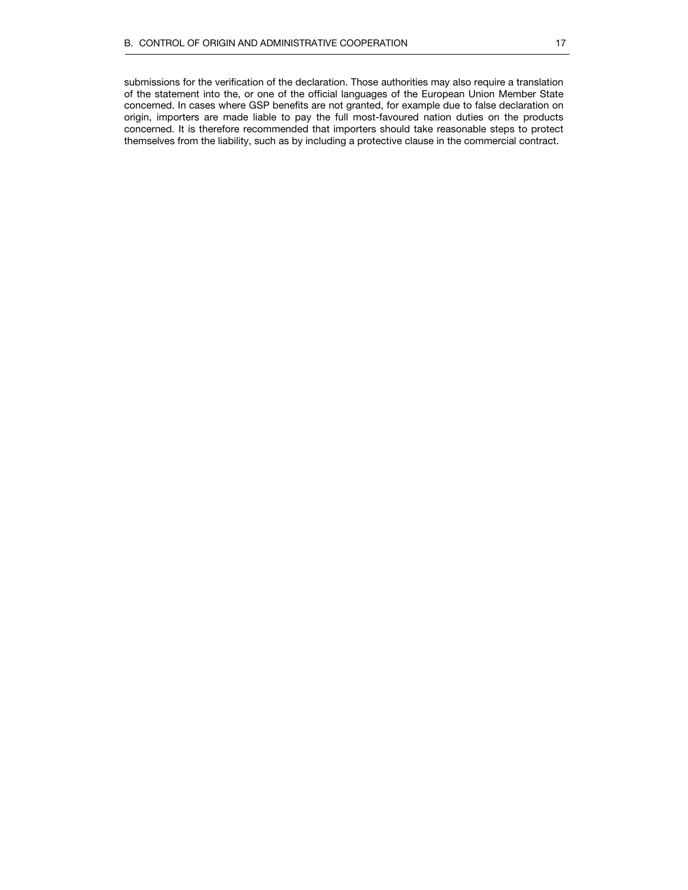submissions for the verification of the declaration. Those authorities may also require a translation of the statement into the, or one of the official languages of the European Union Member State concerned. In cases where GSP benefits are not granted, for example due to false declaration on origin, importers are made liable to pay the full most-favoured nation duties on the products concerned. It is therefore recommended that importers should take reasonable steps to protect themselves from the liability, such as by including a protective clause in the commercial contract.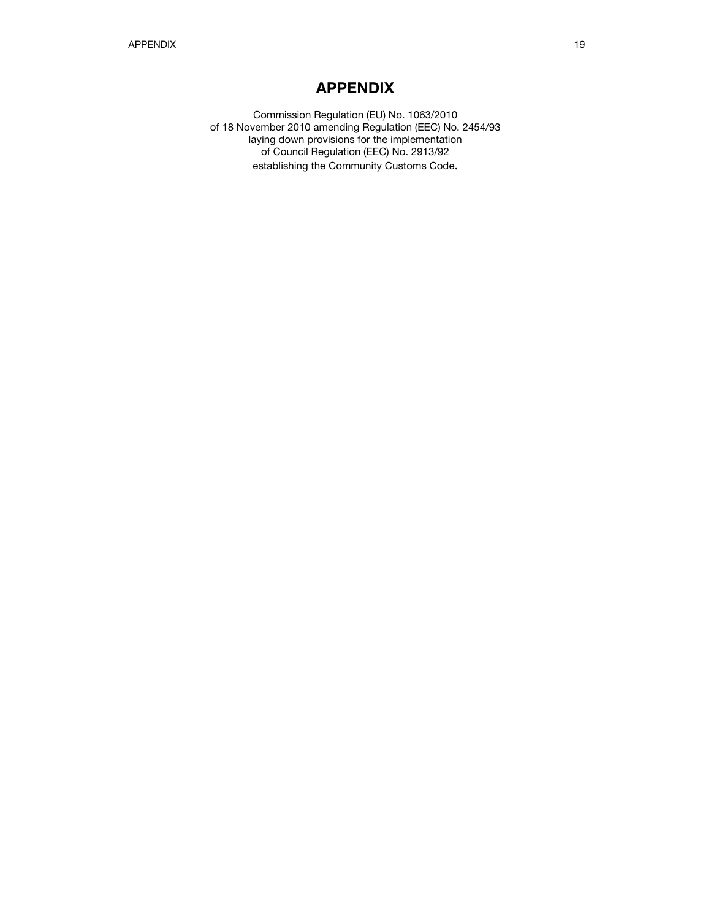# APPENDIX

Commission Regulation (EU) No. 1063/2010
of 18 November 2010 amending Regulation (EEC) No. 2454/93
laying down provisions for the implementation
of Council Regulation (EEC) No. 2913/92
establishing the Community Customs Code.